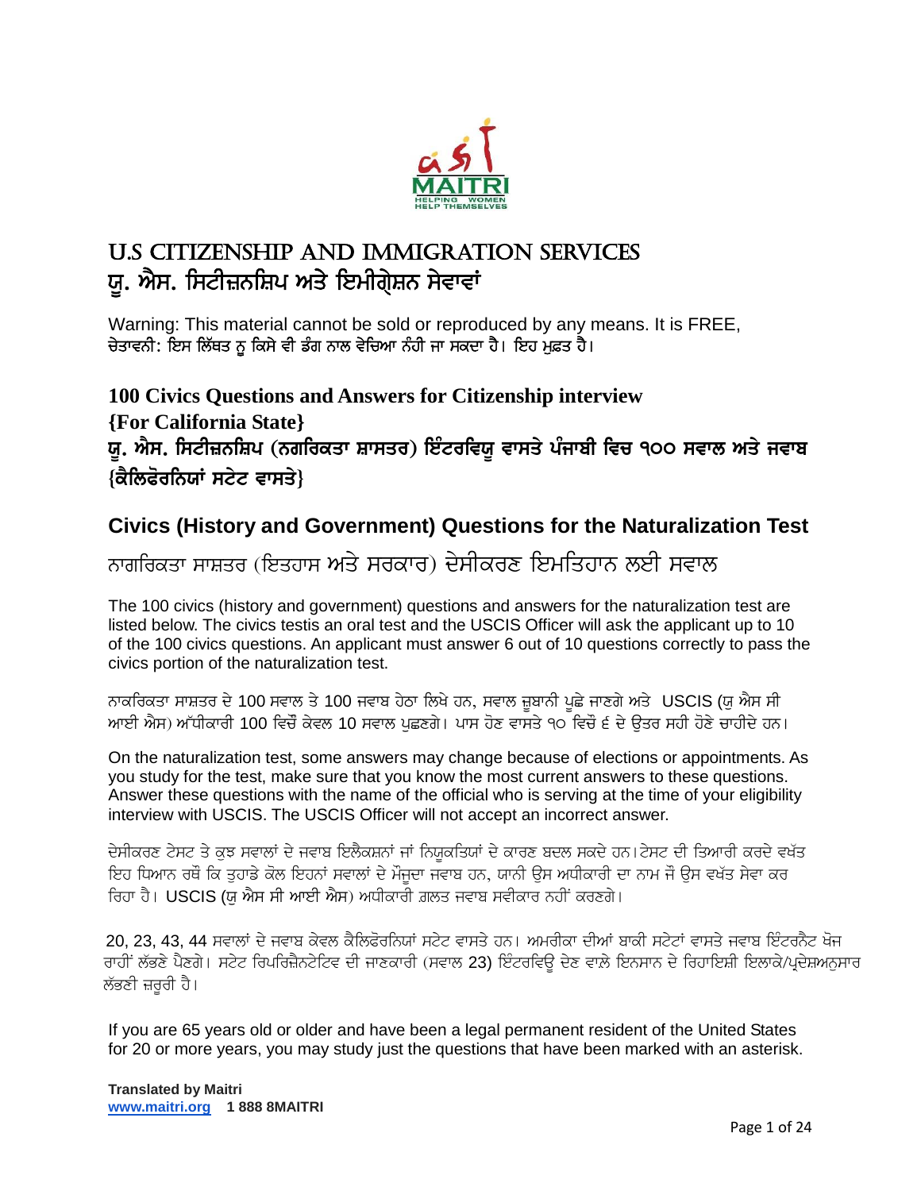MAITRI
HELPING WOMEN HELP THEMSELVES

# U.S CITIZENSHIP AND IMMIGRATION SERVICES
# ਯੂ. ਐਸ. ਸਿਟੀਜ਼ਨਸ਼ਿਪ ਅਤੇ ਇਮੀਗ੍ਰੇਸ਼ਨ ਸੇਵਾਵਾਂ

Warning: This material cannot be sold or reproduced by any means. It is FREE,
ਚੇਤਾਵਨੀ: ਇਸ ਲਿੱਖਤ ਨੂ ਕਿਸੇ ਵੀ ਡੰਗ ਨਾਲ ਵੇਚਿਆ ਨੰਹੀ ਜਾ ਸਕਦਾ ਹੈ। ਇਹ ਮੁਫ਼ਤ ਹੈ।

## 100 Civics Questions and Answers for Citizenship interview {For California State}
## ਯੂ. ਐਸ. ਸਿਟੀਜ਼ਨਸ਼ਿਪ (ਨਗਰਿਕਤਾ ਸ਼ਾਸਤਰ) ਇੰਟਰਵਿਯੂ ਵਾਸਤੇ ਪੰਜਾਬੀ ਵਿਚ ੧੦੦ ਸਵਾਲ ਅਤੇ ਜਵਾਬ {ਕੈਲਿਫੋਰਨਿਯਾਂ ਸਟੇਟ ਵਾਸਤੇ}

## Civics (History and Government) Questions for the Naturalization Test

ਨਾਗਰਿਕਤਾ ਸਾਸ਼ਤਰ (ਇਤਹਾਸ ਅਤੇ ਸਰਕਾਰ) ਦੇਸੀਕਰਣ ਇਮਤਿਹਾਨ ਲਈ ਸਵਾਲ

The 100 civics (history and government) questions and answers for the naturalization test are listed below. The civics testis an oral test and the USCIS Officer will ask the applicant up to 10 of the 100 civics questions. An applicant must answer 6 out of 10 questions correctly to pass the civics portion of the naturalization test.

ਨਾਕਰਿਕਤਾ ਸਾਸ਼ਤਰ ਦੇ 100 ਸਵਾਲ ਤੇ 100 ਜਵਾਬ ਹੇਠਾ ਲਿਖੇ ਹਨ, ਸਵਾਲ ਜ਼ੁਬਾਨੀ ਪੁਛੇ ਜਾਣਗੇ ਅਤੇ USCIS (ਯੂ ਐਸ ਸੀ ਆਈ ਐਸ) ਅੱਧੀਕਾਰੀ 100 ਵਿਚੌਂ ਕੇਵਲ 10 ਸਵਾਲ ਪੁਛਣਗੇ। ਪਾਸ ਹੋਣ ਵਾਸਤੇ ੧੦ ਵਿਚੌਂ ੬ ਦੇ ਉਤਰ ਸਹੀ ਹੋਣੇ ਚਾਹੀਦੇ ਹਨ।

On the naturalization test, some answers may change because of elections or appointments. As you study for the test, make sure that you know the most current answers to these questions. Answer these questions with the name of the official who is serving at the time of your eligibility interview with USCIS. The USCIS Officer will not accept an incorrect answer.

ਦੇਸੀਕਰਣ ਟੇਸਟ ਤੇ ਕੁਝ ਸਵਾਲਾਂ ਦੇ ਜਵਾਬ ਇਲੈਕਸ਼ਨਾਂ ਜਾਂ ਨਿਯੁਕਤਿਯਾਂ ਦੇ ਕਾਰਣ ਬਦਲ ਸਕਦੇ ਹਨ।ਟੇਸਟ ਦੀ ਤਿਆਰੀ ਕਰਦੇ ਵਖੱਤ ਇਹ ਧਿਆਨ ਰਖੋਂ ਕਿ ਤੁਹਾਡੇ ਕੋਲ ਇਹਨਾਂ ਸਵਾਲਾਂ ਦੇ ਮੌਜੂਦਾ ਜਵਾਬ ਹਨ, ਯਾਨੀ ਉਸ ਅਧੀਕਾਰੀ ਦਾ ਨਾਮ ਜੌ ਉਸ ਵਖੱਤ ਸੇਵਾ ਕਰ ਰਿਹਾ ਹੈ। USCIS (ਯੂ ਐਸ ਸੀ ਆਈ ਐਸ) ਅਧੀਕਾਰੀ ਗ਼ਲਤ ਜਵਾਬ ਸਵੀਕਾਰ ਨਹੀਂ ਕਰਣਗੇ।

20, 23, 43, 44 ਸਵਾਲਾਂ ਦੇ ਜਵਾਬ ਕੇਵਲ ਕੈਲਿਫੋਰਨਿਯਾਂ ਸਟੇਟ ਵਾਸਤੇ ਹਨ। ਅਮਰੀਕਾ ਦੀਆਂ ਬਾਕੀ ਸਟੇਟਾਂ ਵਾਸਤੇ ਜਵਾਬ ਇੰਟਰਨੈਟ ਖੋਜ ਰਾਹੀਂ ਲੱਭਣੇ ਪੈਣਗੇ। ਸਟੇਟ ਰਿਪਰਿਜ਼ੈਨਟੇਟਿਵ ਦੀ ਜਾਣਕਾਰੀ (ਸਵਾਲ 23) ਇੰਟਰਵਿਊ ਦੇਣ ਵਾਲੇ ਇਨਸਾਨ ਦੇ ਰਿਹਾਇਸ਼ੀ ਇਲਾਕੇ/ਪ੍ਰਦੇਸ਼ਅਨੁਸਾਰ ਲੱਭਣੀ ਜ਼ਰੂਰੀ ਹੈ।

If you are 65 years old or older and have been a legal permanent resident of the United States for 20 or more years, you may study just the questions that have been marked with an asterisk.

**Translated by Maitri**
**www.maitri.org 1 888 8MAITRI**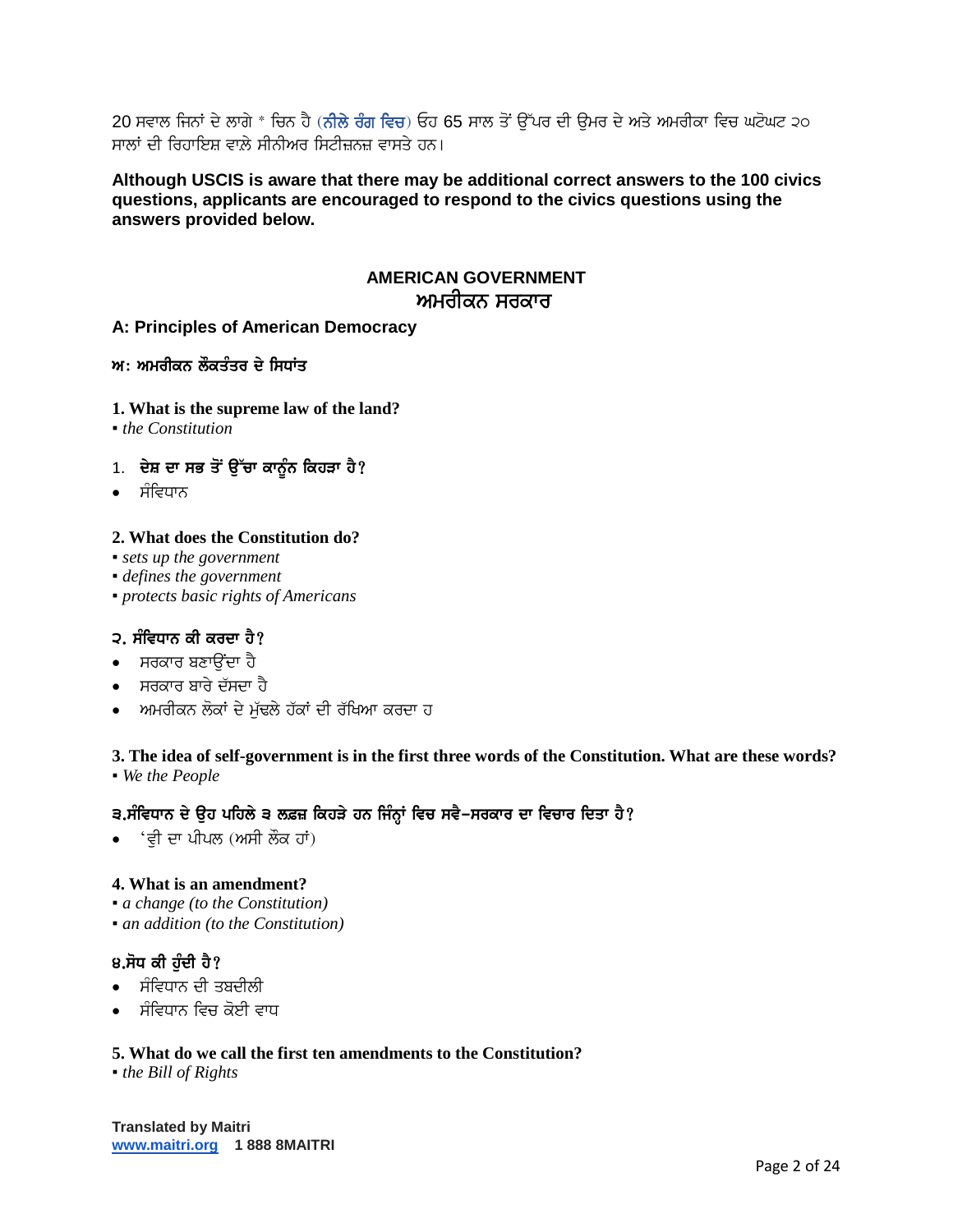20 ਸਵਾਲ ਜਿਨਾਂ ਦੇ ਲਾਗੇ * ਚਿਨ ਹੈ (**ਨੀਲੇ ਰੰਗ ਵਿਚ**) ਓਹ 65 ਸਾਲ ਤੋਂ ਉੱਪਰ ਦੀ ਉਮਰ ਦੇ ਅਤੇ ਅਮਰੀਕਾ ਵਿਚ ਘਟੋਘਟ ੨੦ ਸਾਲਾਂ ਦੀ ਰਿਹਾਇਸ਼ ਵਾਲੇ ਸੀਨੀਅਰ ਸਿਟੀਜ਼ਨਜ਼ ਵਾਸਤੇ ਹਨ।

**Although USCIS is aware that there may be additional correct answers to the 100 civics questions, applicants are encouraged to respond to the civics questions using the answers provided below.**

## AMERICAN GOVERNMENT
## ਅਮਰੀਕਨ ਸਰਕਾਰ

### A: Principles of American Democracy

### ਅ: ਅਮਰੀਕਨ ਲੋਕਤੰਤਰ ਦੇ ਸਿਧਾਂਤ

**1. What is the supreme law of the land?**
- *the Constitution*

**1. ਦੇਸ਼ ਦਾ ਸਭ ਤੋਂ ਉੱਚਾ ਕਾਨੂੰਨ ਕਿਹੜਾ ਹੈ?**
- ਸੰਵਿਧਾਨ

**2. What does the Constitution do?**
- *sets up the government*
- *defines the government*
- *protects basic rights of Americans*

**੨. ਸੰਵਿਧਾਨ ਕੀ ਕਰਦਾ ਹੈ?**
- ਸਰਕਾਰ ਬਣਾਉਂਦਾ ਹੈ
- ਸਰਕਾਰ ਬਾਰੇ ਦੱਸਦਾ ਹੈ
- ਅਮਰੀਕਨ ਲੋਕਾਂ ਦੇ ਮੁੱਢਲੇ ਹੱਕਾਂ ਦੀ ਰੱਖਿਆ ਕਰਦਾ ਹ

**3. The idea of self-government is in the first three words of the Constitution. What are these words?**
- *We the People*

**੩.ਸੰਵਿਧਾਨ ਦੇ ਉਹ ਪਹਿਲੇ ੩ ਲਫ਼ਜ਼ ਕਿਹੜੇ ਹਨ ਜਿੰਨ੍ਹਾਂ ਵਿਚ ਸਵੈ–ਸਰਕਾਰ ਦਾ ਵਿਚਾਰ ਦਿਤਾ ਹੈ?**
- 'ਵੀ ਦਾ ਪੀਪਲ (ਅਸੀ ਲੋਕ ਹਾਂ)

**4. What is an amendment?**
- *a change (to the Constitution)*
- *an addition (to the Constitution)*

**੪.ਸੋਧ ਕੀ ਹੁੰਦੀ ਹੈ?**
- ਸੰਵਿਧਾਨ ਦੀ ਤਬਦੀਲੀ
- ਸੰਵਿਧਾਨ ਵਿਚ ਕੋਈ ਵਾਧ

**5. What do we call the first ten amendments to the Constitution?**
- *the Bill of Rights*

**Translated by Maitri**
**www.maitri.org 1 888 8MAITRI**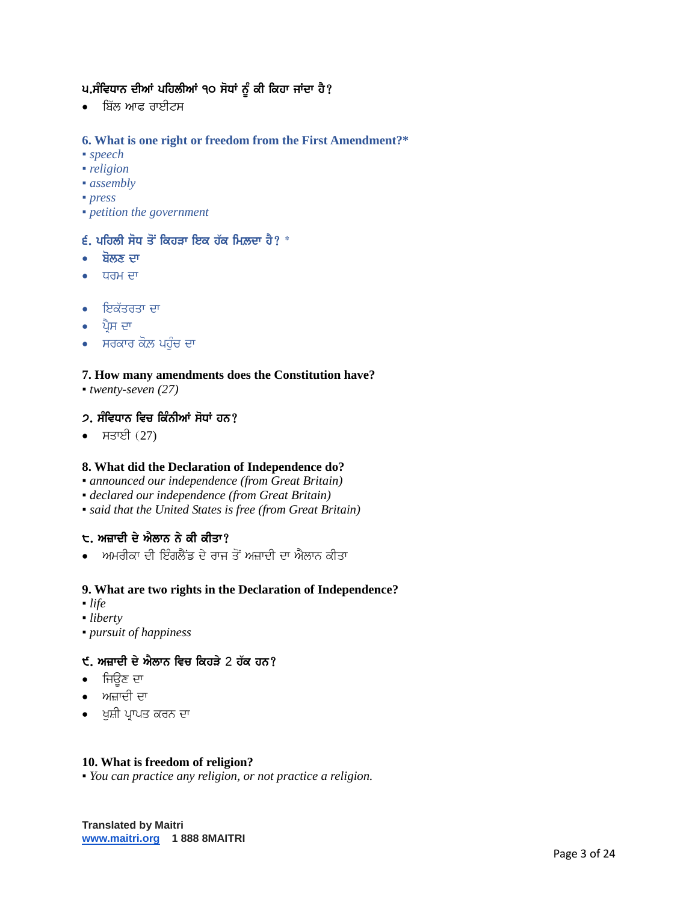**੫.ਸੰਵਿਧਾਨ ਦੀਆਂ ਪਹਿਲੀਆਂ ੧੦ ਸੋਧਾਂ ਨੂੰ ਕੀ ਕਿਹਾ ਜਾਂਦਾ ਹੈ?**

- ਬਿੱਲ ਆਫ ਰਾਈਟਸ

### 6. What is one right or freedom from the First Amendment?*

- *speech*
- *religion*
- *assembly*
- *press*
- *petition the government*

### ੬. ਪਹਿਲੀ ਸੋਧ ਤੋਂ ਕਿਹੜਾ ਇਕ ਹੱਕ ਮਿਲ਼ਦਾ ਹੈ? *

- **ਬੋਲਣ ਦਾ**
- ਧਰਮ ਦਾ
- ਇਕੱਤਰਤਾ ਦਾ
- ਪ੍ਰੈਸ ਦਾ
- ਸਰਕਾਰ ਕੋਲ਼ ਪਹੁੰਚ ਦਾ

### 7. How many amendments does the Constitution have?

- *twenty-seven (27)*

### ੭. ਸੰਵਿਧਾਨ ਵਿਚ ਕਿੰਨੀਆਂ ਸੋਧਾਂ ਹਨ?

- ਸਤਾਈ (27)

### 8. What did the Declaration of Independence do?

- *announced our independence (from Great Britain)*
- *declared our independence (from Great Britain)*
- *said that the United States is free (from Great Britain)*

### ੮. ਅਜ਼ਾਦੀ ਦੇ ਐਲਾਨ ਨੇ ਕੀ ਕੀਤਾ?

- ਅਮਰੀਕਾ ਦੀ ਇੰਗਲੈਂਡ ਦੇ ਰਾਜ ਤੋਂ ਅਜ਼ਾਦੀ ਦਾ ਐਲਾਨ ਕੀਤਾ

### 9. What are two rights in the Declaration of Independence?

- *life*
- *liberty*
- *pursuit of happiness*

### ੯. ਅਜ਼ਾਦੀ ਦੇ ਐਲਾਨ ਵਿਚ ਕਿਹੜੇ 2 ਹੱਕ ਹਨ?

- ਜਿਉਣ ਦਾ
- ਅਜ਼ਾਦੀ ਦਾ
- ਖੁਸ਼ੀ ਪ੍ਰਾਪਤ ਕਰਨ ਦਾ

### 10. What is freedom of religion?

- *You can practice any religion, or not practice a religion.*

**Translated by Maitri**
**www.maitri.org 1 888 8MAITRI**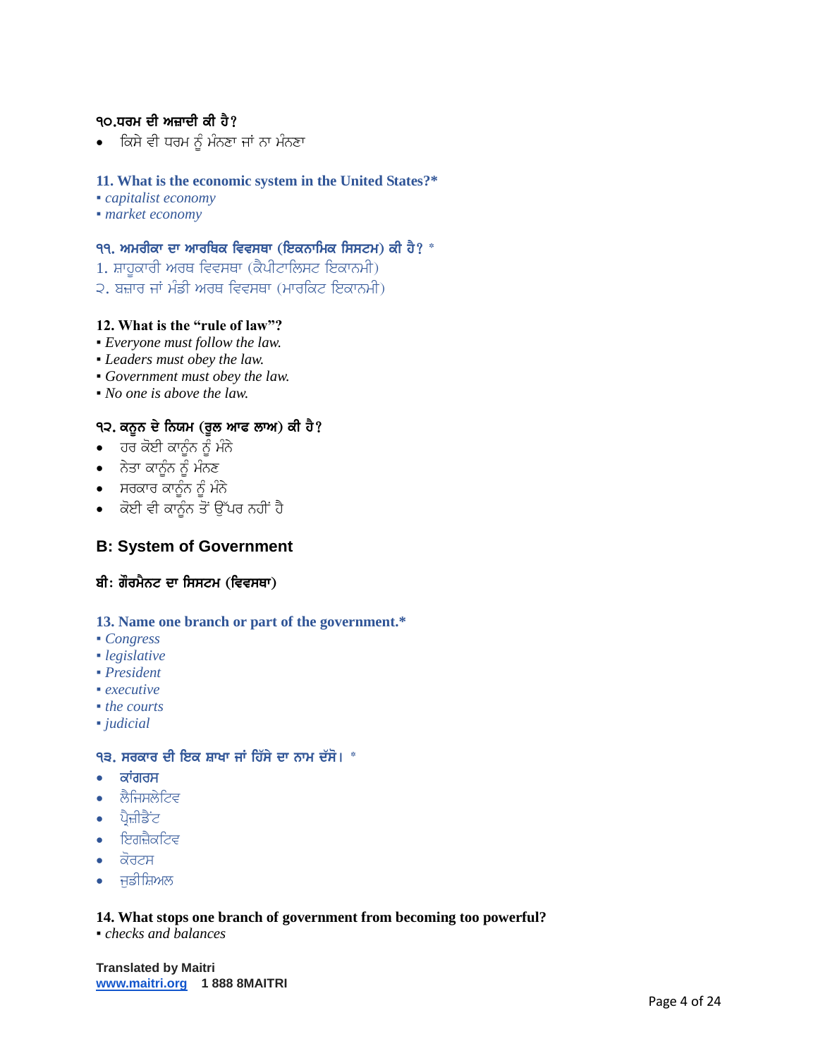### ੧੦.ਧਰਮ ਦੀ ਅਜ਼ਾਦੀ ਕੀ ਹੈ?

- ਕਿਸੇ ਵੀ ਧਰਮ ਨੂੰ ਮੰਨਣਾ ਜਾਂ ਨਾ ਮੰਨਣਾ

### 11. What is the economic system in the United States?*

- *capitalist economy*
- *market economy*

### ੧੧. ਅਮਰੀਕਾ ਦਾ ਆਰਥਿਕ ਵਿਵਸਥਾ (ਇਕਨਾਮਿਕ ਸਿਸਟਮ) ਕੀ ਹੈ? *

1. ਸ਼ਾਹੂਕਾਰੀ ਅਰਥ ਵਿਵਸਥਾ (ਕੈਪੀਟਾਲਿਸਟ ਇਕਾਨਮੀ)
2. ਬਜ਼ਾਰ ਜਾਂ ਮੰਡੀ ਅਰਥ ਵਿਵਸਥਾ (ਮਾਰਕਿਟ ਇਕਾਨਮੀ)

### 12. What is the "rule of law"?

- *Everyone must follow the law.*
- *Leaders must obey the law.*
- *Government must obey the law.*
- *No one is above the law.*

### ੧੨. ਕਨੂਨ ਦੇ ਨਿਯਮ (ਰੂਲ ਆਫ ਲਾਅ) ਕੀ ਹੈ?

- ਹਰ ਕੋਈ ਕਾਨੂੰਨ ਨੂੰ ਮੰਨੇ
- ਨੇਤਾ ਕਾਨੂੰਨ ਨੂੰ ਮੰਨਣ
- ਸਰਕਾਰ ਕਾਨੂੰਨ ਨੂੰ ਮੰਨੇ
- ਕੋਈ ਵੀ ਕਾਨੂੰਨ ਤੋਂ ਉੱਪਰ ਨਹੀਂ ਹੈ

## B: System of Government

## ਬੀ: ਗੌਰਮੈਨਟ ਦਾ ਸਿਸਟਮ (ਵਿਵਸਥਾ)

### 13. Name one branch or part of the government.*

- *Congress*
- *legislative*
- *President*
- *executive*
- *the courts*
- *judicial*

### ੧੩. ਸਰਕਾਰ ਦੀ ਇਕ ਸ਼ਾਖਾ ਜਾਂ ਹਿੱਸੇ ਦਾ ਨਾਮ ਦੱਸੋ। *

- ਕਾਂਗਰਸ
- ਲੈਜਿਸਲੇਟਿਵ
- ਪ੍ਰੈਜ਼ੀਡੈਂਟ
- ਇਗਜ਼ੈਕਟਿਵ
- ਕੋਰਟਸ
- ਜੁਡੀਸ਼ਿਅਲ

### 14. What stops one branch of government from becoming too powerful?

- *checks and balances*

**Translated by Maitri**
**www.maitri.org** **1 888 8MAITRI**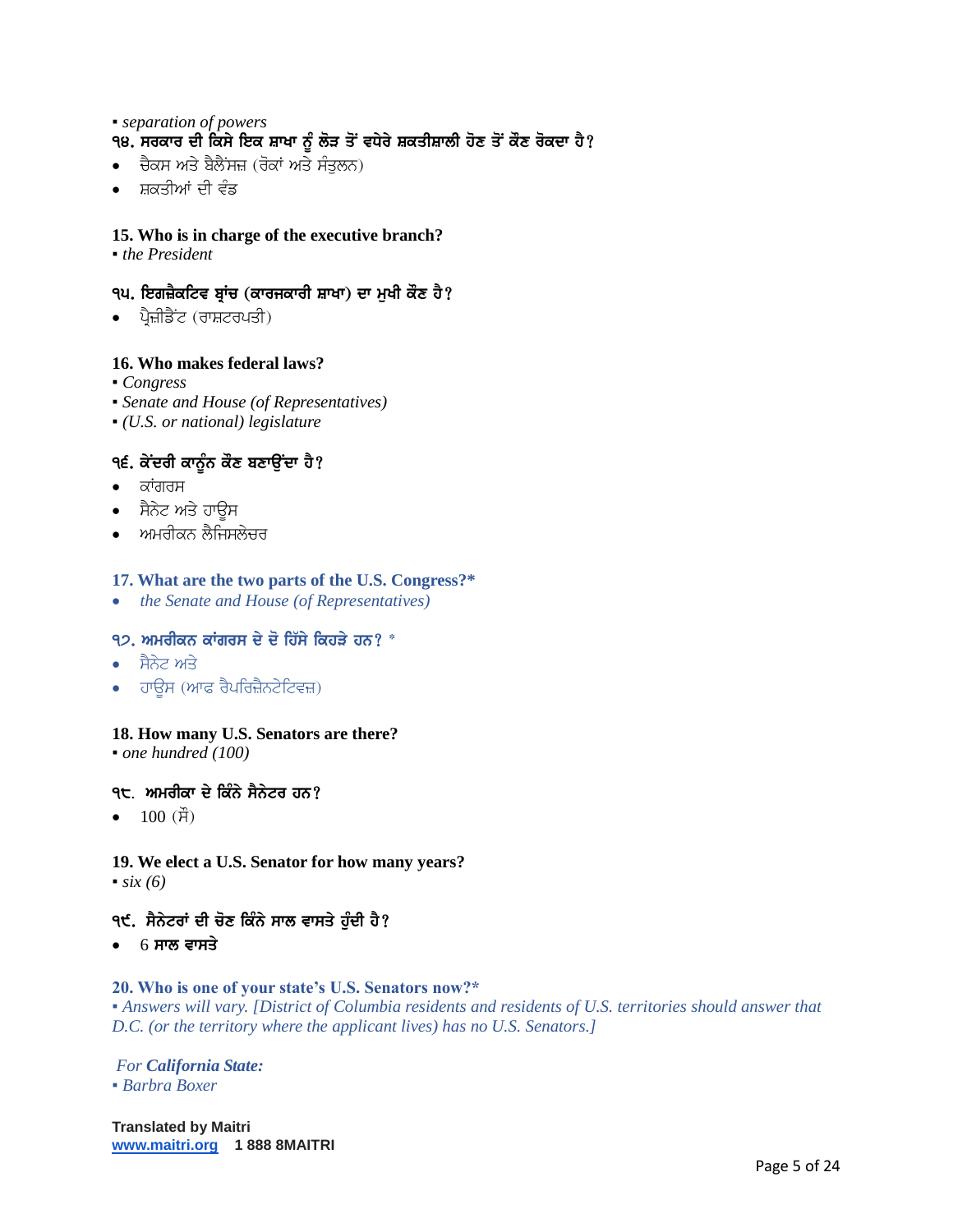▪ *separation of powers*

**੧੪. ਸਰਕਾਰ ਦੀ ਕਿਸੇ ਇਕ ਸ਼ਾਖਾ ਨੂੰ ਲੋੜ ਤੋਂ ਵਧੇਰੇ ਸ਼ਕਤੀਸ਼ਾਲੀ ਹੋਣ ਤੋਂ ਕੌਣ ਰੋਕਦਾ ਹੈ?**

- ਚੈਕਸ ਅਤੇ ਬੈਲੈਂਸਜ਼ (ਰੋਕਾਂ ਅਤੇ ਸੰਤੁਲਨ)
- ਸ਼ਕਤੀਆਂ ਦੀ ਵੰਡ

**15. Who is in charge of the executive branch?**

▪ *the President*

**੧੫. ਇਗਜ਼ੈਕਟਿਵ ਬ੍ਰਾਂਚ (ਕਾਰਜਕਾਰੀ ਸ਼ਾਖਾ) ਦਾ ਮੁਖੀ ਕੌਣ ਹੈ?**

- ਪ੍ਰੈਜ਼ੀਡੈਂਟ (ਰਾਸ਼ਟਰਪਤੀ)

**16. Who makes federal laws?**

▪ *Congress*
▪ *Senate and House (of Representatives)*
▪ *(U.S. or national) legislature*

**੧੬. ਕੇਂਦਰੀ ਕਾਨੂੰਨ ਕੌਣ ਬਣਾਉਂਦਾ ਹੈ?**

- ਕਾਂਗਰਸ
- ਸੈਨੇਟ ਅਤੇ ਹਾਊਸ
- ਅਮਰੀਕਨ ਲੈਜਿਸਲੇਚਰ

**17. What are the two parts of the U.S. Congress?***

- *the Senate and House (of Representatives)*

**੧੭. ਅਮਰੀਕਨ ਕਾਂਗਰਸ ਦੇ ਦੋ ਹਿੱਸੇ ਕਿਹੜੇ ਹਨ? ***

- ਸੈਨੇਟ ਅਤੇ
- ਹਾਊਸ (ਆਫ ਰੈਪਰਿਜ਼ੈਨਟੇਟਿਵਜ਼)

**18. How many U.S. Senators are there?**

▪ *one hundred (100)*

**੧੮. ਅਮਰੀਕਾ ਦੇ ਕਿੰਨੇ ਸੈਨੇਟਰ ਹਨ?**

- 100 (ਸੌ)

**19. We elect a U.S. Senator for how many years?**

▪ *six (6)*

**੧੯. ਸੈਨੇਟਰਾਂ ਦੀ ਚੋਣ ਕਿੰਨੇ ਸਾਲ ਵਾਸਤੇ ਹੁੰਦੀ ਹੈ?**

- 6 **ਸਾਲ ਵਾਸਤੇ**

**20. Who is one of your state's U.S. Senators now?***

▪ *Answers will vary. [District of Columbia residents and residents of U.S. territories should answer that D.C. (or the territory where the applicant lives) has no U.S. Senators.]*

*For **California State:***

▪ *Barbra Boxer*

**Translated by Maitri**
**www.maitri.org 1 888 8MAITRI**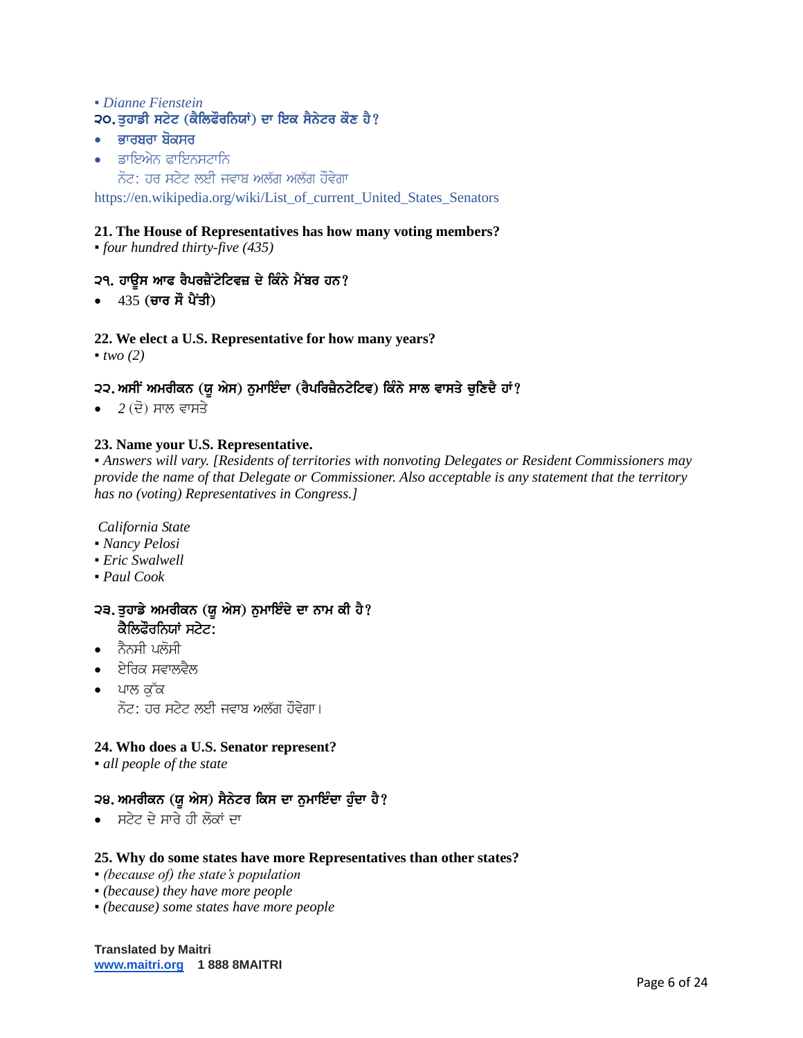▪ *Dianne Fienstein*

**੨੦. ਤੁਹਾਡੀ ਸਟੇਟ (ਕੈਲਿਫੌਰਨਿਯਾਂ) ਦਾ ਇਕ ਸੈਨੇਟਰ ਕੌਣ ਹੈ?**

- **ਭਾਰਬਰਾ ਬੋਕਸਰ**
- ਡਾਇਐਨ ਫਾਇਨਸਟਾਨਿ

  ਨੋਟ: ਹਰ ਸਟੇਟ ਲਈ ਜਵਾਬ ਅਲੱਗ ਅਲੱਗ ਹੌਵੇਗਾ

https://en.wikipedia.org/wiki/List_of_current_United_States_Senators

**21. The House of Representatives has how many voting members?**

▪ *four hundred thirty-five (435)*

**੨੧. ਹਾਊਸ ਆਫ ਰੈਪਰਜ਼ੈਂਟੇਟਿਵਜ਼ ਦੇ ਕਿੰਨੇ ਮੈਂਬਰ ਹਨ?**

- 435 **(ਚਾਰ ਸੌ ਪੈਂਤੀ)**

**22. We elect a U.S. Representative for how many years?**

▪ *two (2)*

**੨੨. ਅਸੀਂ ਅਮਰੀਕਨ (ਯੂ ਐਸ) ਨੁਮਾਇੰਦਾ (ਰੈਪਰਿਜ਼ੈਨਟੇਟਿਵ) ਕਿੰਨੇ ਸਾਲ ਵਾਸਤੇ ਚੁਣਿਦੈ ਹਾਂ?**

- *2* (ਦੋ) ਸਾਲ ਵਾਸਤੇ

**23. Name your U.S. Representative.**

▪ *Answers will vary. [Residents of territories with nonvoting Delegates or Resident Commissioners may provide the name of that Delegate or Commissioner. Also acceptable is any statement that the territory has no (voting) Representatives in Congress.]*

*California State*

▪ *Nancy Pelosi*

▪ *Eric Swalwell*

▪ *Paul Cook*

**੨੩. ਤੁਹਾਡੇ ਅਮਰੀਕਨ (ਯੂ ਐਸ) ਨੁਮਾਇੰਦੇ ਦਾ ਨਾਮ ਕੀ ਹੈ?**
**ਕੈਲਿਫੌਰਨਿਯਾਂ ਸਟੇਟ:**

- ਨੈਨਸੀ ਪਲੋਸੀ
- ਏਰਿਕ ਸਵਾਲਵੈਲ
- ਪਾਲ ਕੁੱਕ

  ਨੋਟ: ਹਰ ਸਟੇਟ ਲਈ ਜਵਾਬ ਅਲੱਗ ਹੌਵੇਗਾ।

**24. Who does a U.S. Senator represent?**

▪ *all people of the state*

**੨੪. ਅਮਰੀਕਨ (ਯੂ ਐਸ) ਸੈਨੇਟਰ ਕਿਸ ਦਾ ਨੁਮਾਇੰਦਾ ਹੁੰਦਾ ਹੈ?**

- ਸਟੇਟ ਦੇ ਸਾਰੇ ਹੀ ਲੋਕਾਂ ਦਾ

**25. Why do some states have more Representatives than other states?**

▪ *(because of) the state's population*

▪ *(because) they have more people*

▪ *(because) some states have more people*

**Translated by Maitri**
**www.maitri.org 1 888 8MAITRI**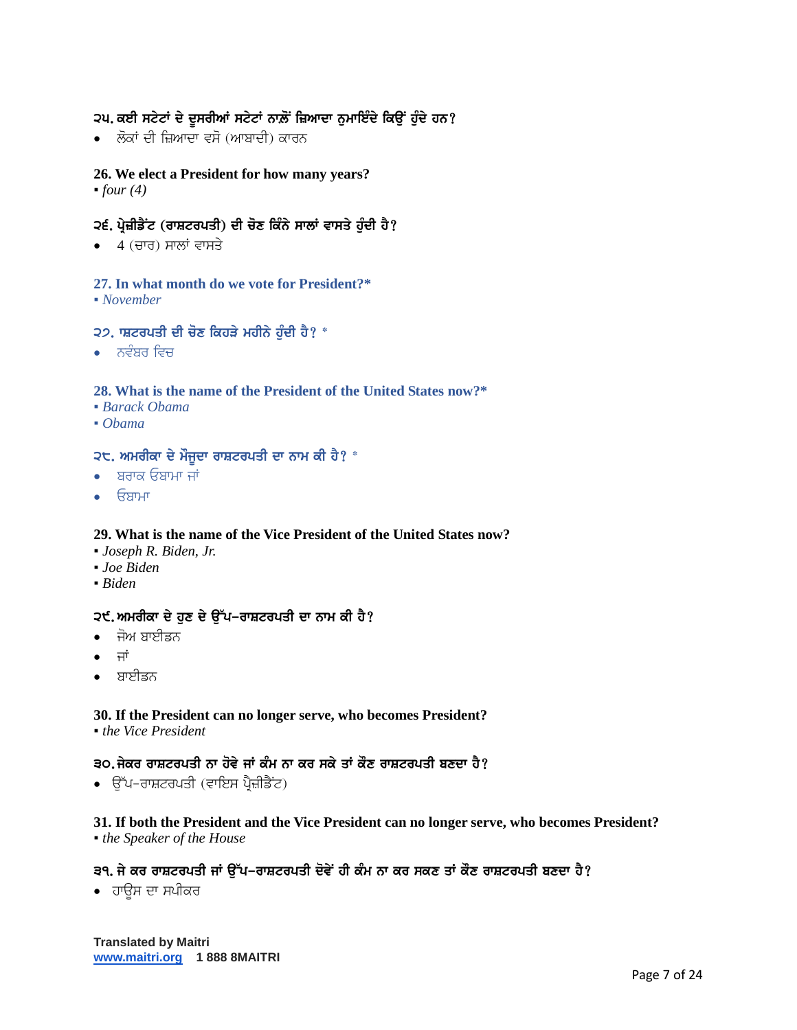**੨੫. ਕਈ ਸਟੇਟਾਂ ਦੇ ਦੂਸਰੀਆਂ ਸਟੇਟਾਂ ਨਾਲ਼ੋਂ ਜ਼ਿਆਦਾ ਨੁਮਾਇੰਦੇ ਕਿਉਂ ਹੁੰਦੇ ਹਨ?**

- ਲੋਕਾਂ ਦੀ ਜ਼ਿਆਦਾ ਵਸੋ (ਆਬਾਦੀ) ਕਾਰਨ

**26. We elect a President for how many years?**

- *four (4)*

**੨੬. ਪ੍ਰੇਜ਼ੀਡੈਂਟ (ਰਾਸ਼ਟਰਪਤੀ) ਦੀ ਚੋਣ ਕਿੰਨੇ ਸਾਲਾਂ ਵਾਸਤੇ ਹੁੰਦੀ ਹੈ?**

- 4 (ਚਾਰ) ਸਾਲਾਂ ਵਾਸਤੇ

**27. In what month do we vote for President?***

- *November*

**੨੭. ਾਸ਼ਟਰਪਤੀ ਦੀ ਚੋਣ ਕਿਹੜੇ ਮਹੀਨੇ ਹੁੰਦੀ ਹੈ? ***

- ਨਵੰਬਰ ਵਿਚ

**28. What is the name of the President of the United States now?***

- *Barack Obama*
- *Obama*

**੨੮. ਅਮਰੀਕਾ ਦੇ ਮੌਜੂਦਾ ਰਾਸ਼ਟਰਪਤੀ ਦਾ ਨਾਮ ਕੀ ਹੈ? ***

- ਬਰਾਕ ਓਬਾਮਾ ਜਾਂ
- ਓਬਾਮਾ

**29. What is the name of the Vice President of the United States now?**

- *Joseph R. Biden, Jr.*
- *Joe Biden*
- *Biden*

**੨੯. ਅਮਰੀਕਾ ਦੇ ਹੁਣ ਦੇ ਉੱਪ–ਰਾਸ਼ਟਰਪਤੀ ਦਾ ਨਾਮ ਕੀ ਹੈ?**

- ਜੋਅ ਬਾਈਡਨ
- ਜਾਂ
- ਬਾਈਡਨ

**30. If the President can no longer serve, who becomes President?**

- *the Vice President*

**੩੦. ਜੇਕਰ ਰਾਸ਼ਟਰਪਤੀ ਨਾ ਹੋਵੇ ਜਾਂ ਕੰਮ ਨਾ ਕਰ ਸਕੇ ਤਾਂ ਕੌਣ ਰਾਸ਼ਟਰਪਤੀ ਬਣਦਾ ਹੈ?**

- ਉੱਪ-ਰਾਸ਼ਟਰਪਤੀ (ਵਾਇਸ ਪ੍ਰੈਜ਼ੀਡੈਂਟ)

**31. If both the President and the Vice President can no longer serve, who becomes President?**

- *the Speaker of the House*

**੩੧. ਜੇ ਕਰ ਰਾਸ਼ਟਰਪਤੀ ਜਾਂ ਉੱਪ–ਰਾਸ਼ਟਰਪਤੀ ਦੋਵੇਂ ਹੀ ਕੰਮ ਨਾ ਕਰ ਸਕਣ ਤਾਂ ਕੌਣ ਰਾਸ਼ਟਰਪਤੀ ਬਣਦਾ ਹੈ?**

- ਹਾਊਸ ਦਾ ਸਪੀਕਰ

**Translated by Maitri**
**www.maitri.org 1 888 8MAITRI**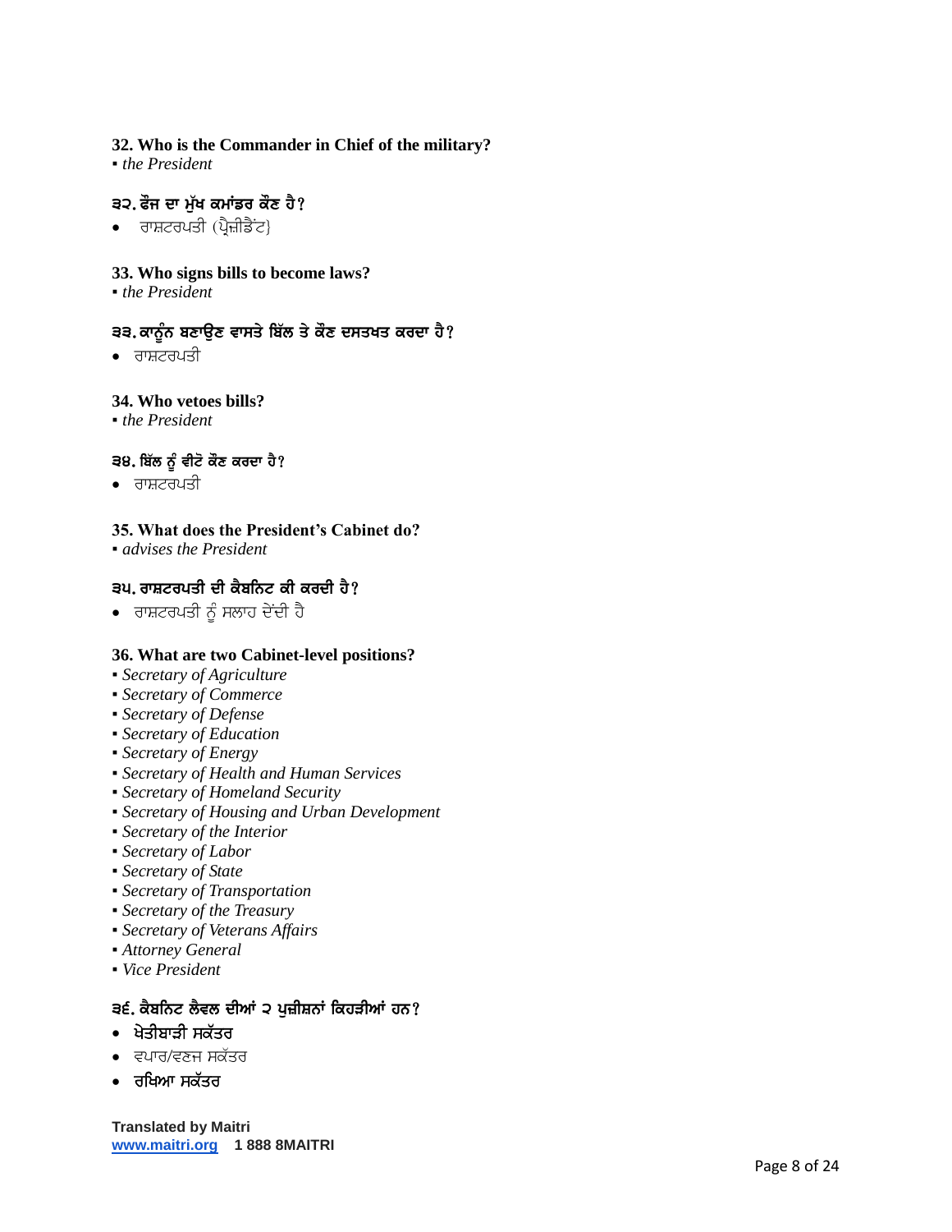**32. Who is the Commander in Chief of the military?**
▪ *the President*

**੩੨. ਫੌਜ ਦਾ ਮੁੱਖ ਕਮਾਂਡਰ ਕੌਣ ਹੈ?**

- ਰਾਸ਼ਟਰਪਤੀ (ਪ੍ਰੈਜ਼ੀਡੈਂਟ}

**33. Who signs bills to become laws?**
▪ *the President*

**੩੩. ਕਾਨੂੰਨ ਬਣਾਉਣ ਵਾਸਤੇ ਬਿੱਲ ਤੇ ਕੌਣ ਦਸਤਖਤ ਕਰਦਾ ਹੈ?**

- ਰਾਸ਼ਟਰਪਤੀ

**34. Who vetoes bills?**
▪ *the President*

**੩੪. ਬਿੱਲ ਨੂੰ ਵੀਟੋ ਕੌਣ ਕਰਦਾ ਹੈ?**

- ਰਾਸ਼ਟਰਪਤੀ

**35. What does the President's Cabinet do?**
▪ *advises the President*

**੩੫. ਰਾਸ਼ਟਰਪਤੀ ਦੀ ਕੈਬਨਿਟ ਕੀ ਕਰਦੀ ਹੈ?**

- ਰਾਸ਼ਟਰਪਤੀ ਨੂੰ ਸਲਾਹ ਦੇਂਦੀ ਹੈ

**36. What are two Cabinet-level positions?**
▪ *Secretary of Agriculture*
▪ *Secretary of Commerce*
▪ *Secretary of Defense*
▪ *Secretary of Education*
▪ *Secretary of Energy*
▪ *Secretary of Health and Human Services*
▪ *Secretary of Homeland Security*
▪ *Secretary of Housing and Urban Development*
▪ *Secretary of the Interior*
▪ *Secretary of Labor*
▪ *Secretary of State*
▪ *Secretary of Transportation*
▪ *Secretary of the Treasury*
▪ *Secretary of Veterans Affairs*
▪ *Attorney General*
▪ *Vice President*

**੩੬. ਕੈਬਨਿਟ ਲੈਵਲ ਦੀਆਂ ੨ ਪੁਜ਼ੀਸ਼ਨਾਂ ਕਿਹੜੀਆਂ ਹਨ?**

- **ਖੇਤੀਬਾੜੀ ਸਕੱਤਰ**
- ਵਪਾਰ/ਵਣਜ ਸਕੱਤਰ
- **ਰਖਿਆ ਸਕੱਤਰ**

**Translated by Maitri**
**www.maitri.org** **1 888 8MAITRI**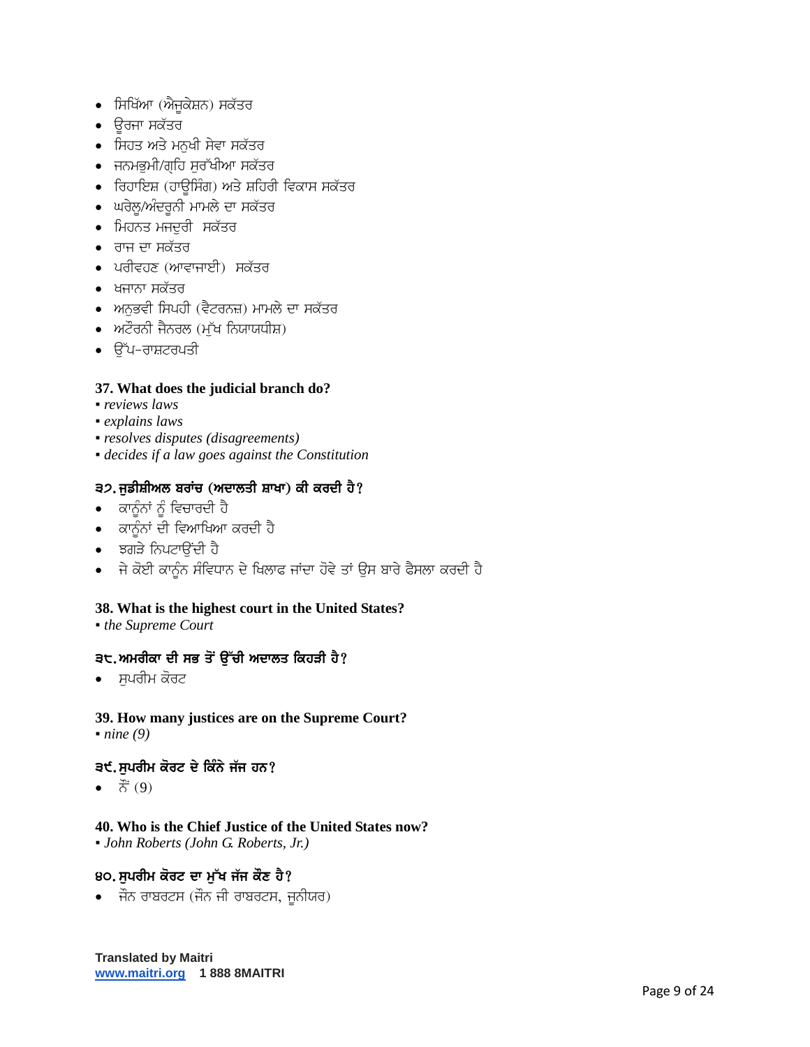- ਸਿਖਿੱਆ (ਐਜੂਕੇਸ਼ਨ) ਸਕੱਤਰ
- ਊਰਜਾ ਸਕੱਤਰ
- ਸਿਹਤ ਅਤੇ ਮਨੁਖੀ ਸੇਵਾ ਸਕੱਤਰ
- ਜਨਮਭੂਮੀ/ਗ੍ਰਹਿ ਸੁਰੱਖੀਆ ਸਕੱਤਰ
- ਰਿਹਾਇਸ਼ (ਹਾਊਸਿੰਗ) ਅਤੇ ਸ਼ਹਿਰੀ ਵਿਕਾਸ ਸਕੱਤਰ
- ਘਰੇਲੂ/ਅੰਦਰੂਨੀ ਮਾਮਲੇ ਦਾ ਸਕੱਤਰ
- ਮਿਹਨਤ ਮਜਦੂਰੀ ਸਕੱਤਰ
- ਰਾਜ ਦਾ ਸਕੱਤਰ
- ਪਰੀਵਹਣ (ਆਵਾਜਾਈ) ਸਕੱਤਰ
- ਖਜਾਨਾ ਸਕੱਤਰ
- ਅਨੁਭਵੀ ਸਿਪਹੀ (ਵੈਟਰਨਜ਼) ਮਾਮਲੇ ਦਾ ਸਕੱਤਰ
- ਅਟੌਰਨੀ ਜੈਨਰਲ (ਮੁੱਖ ਨਿਯਾਯਧੀਸ਼)
- ਉੱਪ-ਰਾਸ਼ਟਰਪਤੀ

**37. What does the judicial branch do?**
- *reviews laws*
- *explains laws*
- *resolves disputes (disagreements)*
- *decides if a law goes against the Constitution*

**੩੭. ਜੁਡੀਸ਼ੀਅਲ ਬਰਾਂਚ (ਅਦਾਲਤੀ ਸ਼ਾਖਾ) ਕੀ ਕਰਦੀ ਹੈ?**
- ਕਾਨੂੰਨਾਂ ਨੂੰ ਵਿਚਾਰਦੀ ਹੈ
- ਕਾਨੂੰਨਾਂ ਦੀ ਵਿਆਖਿਆ ਕਰਦੀ ਹੈ
- ਝਗੜੇ ਨਿਪਟਾਉਂਦੀ ਹੈ
- ਜੇ ਕੋਈ ਕਾਨੂੰਨ ਸੰਵਿਧਾਨ ਦੇ ਖਿਲਾਫ ਜਾਂਦਾ ਹੋਵੇ ਤਾਂ ਉਸ ਬਾਰੇ ਫੈਸਲਾ ਕਰਦੀ ਹੈ

**38. What is the highest court in the United States?**
- *the Supreme Court*

**੩੮. ਅਮਰੀਕਾ ਦੀ ਸਭ ਤੋਂ ਉੱਚੀ ਅਦਾਲਤ ਕਿਹੜੀ ਹੈ?**
- ਸੁਪਰੀਮ ਕੋਰਟ

**39. How many justices are on the Supreme Court?**
- *nine (9)*

**੩੯. ਸੁਪਰੀਮ ਕੋਰਟ ਦੇ ਕਿੰਨੇ ਜੱਜ ਹਨ?**
- ਨੌਂ (9)

**40. Who is the Chief Justice of the United States now?**
- *John Roberts (John G. Roberts, Jr.)*

**੪੦. ਸੁਪਰੀਮ ਕੋਰਟ ਦਾ ਮੁੱਖ ਜੱਜ ਕੌਣ ਹੈ?**
- ਜੌਨ ਰਾਬਰਟਸ (ਜੌਨ ਜੀ ਰਾਬਰਟਸ, ਜੂਨੀਯਰ)

**Translated by Maitri**
**www.maitri.org 1 888 8MAITRI**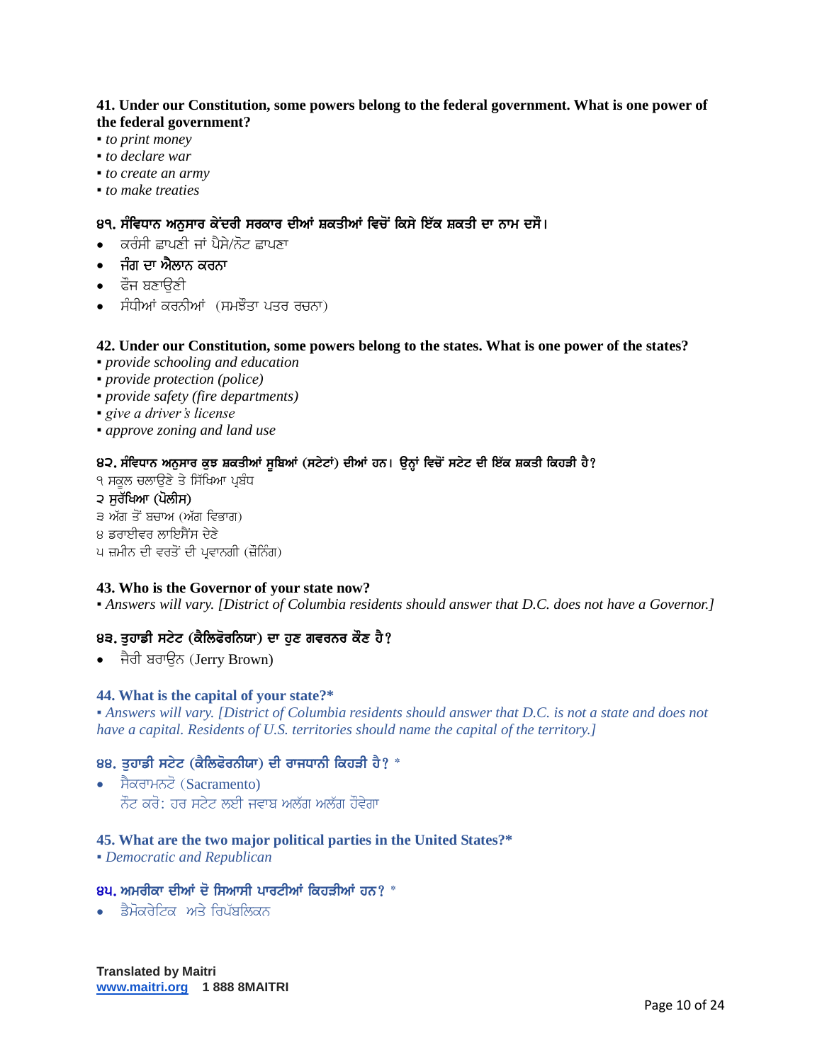**41. Under our Constitution, some powers belong to the federal government. What is one power of the federal government?**

- *to print money*
- *to declare war*
- *to create an army*
- *to make treaties*

**੪੧. ਸੰਵਿਧਾਨ ਅਨੁਸਾਰ ਕੇਂਦਰੀ ਸਰਕਾਰ ਦੀਆਂ ਸ਼ਕਤੀਆਂ ਵਿਚੋਂ ਕਿਸੇ ਇੱਕ ਸ਼ਕਤੀ ਦਾ ਨਾਮ ਦਸੋ।**

- ਕਰੰਸੀ ਛਾਪਣੀ ਜਾਂ ਪੈਸੇ/ਨੋਟ ਛਾਪਣਾ
- **ਜੰਗ ਦਾ ਐਲਾਨ ਕਰਨਾ**
- ਫੌਜ ਬਣਾਉਣੀ
- ਸੰਧੀਆਂ ਕਰਨੀਆਂ (ਸਮਝੌਤਾ ਪਤਰ ਰਚਨਾ)

**42. Under our Constitution, some powers belong to the states. What is one power of the states?**

- *provide schooling and education*
- *provide protection (police)*
- *provide safety (fire departments)*
- *give a driver's license*
- *approve zoning and land use*

**੪੨. ਸੰਵਿਧਾਨ ਅਨੁਸਾਰ ਕੁਝ ਸ਼ਕਤੀਆਂ ਸੂਬਿਆਂ (ਸਟੇਟਾਂ) ਦੀਆਂ ਹਨ। ਉਨ੍ਹਾਂ ਵਿਚੋਂ ਸਟੇਟ ਦੀ ਇੱਕ ਸ਼ਕਤੀ ਕਿਹੜੀ ਹੈ?**

੧ ਸਕੂਲ ਚਲਾਉਣੇ ਤੇ ਸਿੱਖਿਆ ਪ੍ਰਬੰਧ
**੨ ਸੁਰੱਖਿਆ (ਪੋਲੀਸ)**
੩ ਅੱਗ ਤੋਂ ਬਚਾਅ (ਅੱਗ ਵਿਭਾਗ)
੪ ਡਰਾਈਵਰ ਲਾਇਸੈਂਸ ਦੇਣੇ
੫ ਜ਼ਮੀਨ ਦੀ ਵਰਤੋਂ ਦੀ ਪ੍ਰਵਾਨਗੀ (ਜ਼ੋਨਿੰਗ)

**43. Who is the Governor of your state now?**

- *Answers will vary. [District of Columbia residents should answer that D.C. does not have a Governor.]*

**੪੩. ਤੁਹਾਡੀ ਸਟੇਟ (ਕੈਲਿਫੋਰਨਿਯਾ) ਦਾ ਹੁਣ ਗਵਰਨਰ ਕੌਣ ਹੈ?**

- ਜੈਰੀ ਬਰਾਉਨ (Jerry Brown)

**44. What is the capital of your state?***

- *Answers will vary. [District of Columbia residents should answer that D.C. is not a state and does not have a capital. Residents of U.S. territories should name the capital of the territory.]*

**੪੪. ਤੁਹਾਡੀ ਸਟੇਟ (ਕੈਲਿਫੋਰਨੀਯਾ) ਦੀ ਰਾਜਧਾਨੀ ਕਿਹੜੀ ਹੈ? ***

- ਸੈਕਰਾਮਨਟੋ (Sacramento)
  ਨੋਟ ਕਰੋ: ਹਰ ਸਟੇਟ ਲਈ ਜਵਾਬ ਅਲੱਗ ਅਲੱਗ ਹੋਵੇਗਾ

**45. What are the two major political parties in the United States?***

- *Democratic and Republican*

**੪੫. ਅਮਰੀਕਾ ਦੀਆਂ ਦੋ ਸਿਆਸੀ ਪਾਰਟੀਆਂ ਕਿਹੜੀਆਂ ਹਨ? ***

- ਡੈਮੋਕਰੇਟਿਕ ਅਤੇ ਰਿਪੱਬਲਿਕਨ

**Translated by Maitri**
**www.maitri.org 1 888 8MAITRI**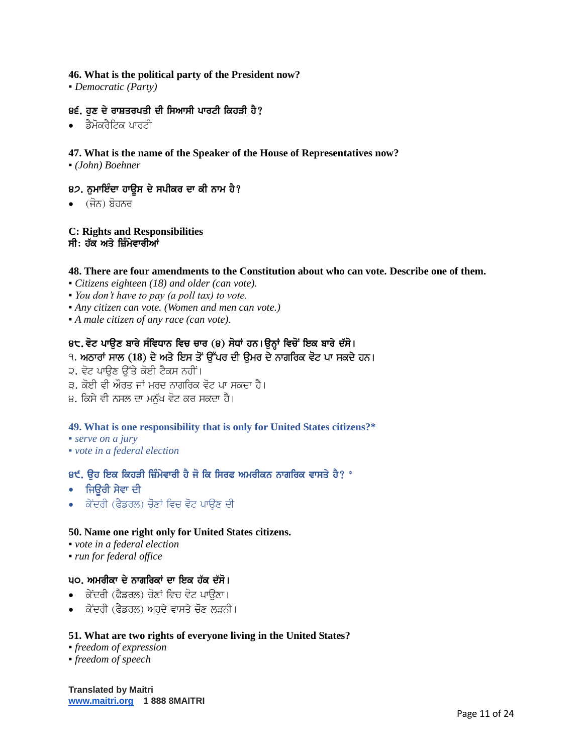**46. What is the political party of the President now?**

- *Democratic (Party)*

**੪੬. ਹੁਣ ਦੇ ਰਾਸ਼ਟਰਪਤੀ ਦੀ ਸਿਆਸੀ ਪਾਰਟੀ ਕਿਹੜੀ ਹੈ?**

- ਡੈਮੋਕਰੈਟਿਕ ਪਾਰਟੀ

**47. What is the name of the Speaker of the House of Representatives now?**

- *(John) Boehner*

**੪੭. ਨੁਮਾਇੰਦਾ ਹਾਊਸ ਦੇ ਸਪੀਕਰ ਦਾ ਕੀ ਨਾਮ ਹੈ?**

- (ਜੋਨ) ਬੋਹਨਰ

**C: Rights and Responsibilities**
**ਸੀ: ਹੱਕ ਅਤੇ ਜ਼ਿੰਮੇਵਾਰੀਆਂ**

**48. There are four amendments to the Constitution about who can vote. Describe one of them.**

- *Citizens eighteen (18) and older (can vote).*
- *You don't have to pay (a poll tax) to vote.*
- *Any citizen can vote. (Women and men can vote.)*
- *A male citizen of any race (can vote).*

**੪੮. ਵੋਟ ਪਾਉਣ ਬਾਰੇ ਸੰਵਿਧਾਨ ਵਿਚ ਚਾਰ (੪) ਸੋਧਾਂ ਹਨ। ਉਨ੍ਹਾਂ ਵਿਚੋਂ ਇਕ ਬਾਰੇ ਦੱਸੋ।**

੧. ਅਠਾਰਾਂ ਸਾਲ (18) ਦੇ ਅਤੇ ਇਸ ਤੋਂ ਉੱਪਰ ਦੀ ਉਮਰ ਦੇ ਨਾਗਰਿਕ ਵੋਟ ਪਾ ਸਕਦੇ ਹਨ।
੨. ਵੋਟ ਪਾਉਣ ਉੱਤੇ ਕੋਈ ਟੈਕਸ ਨਹੀਂ।
੩. ਕੋਈ ਵੀ ਔਰਤ ਜਾਂ ਮਰਦ ਨਾਗਰਿਕ ਵੋਟ ਪਾ ਸਕਦਾ ਹੈ।
੪. ਕਿਸੇ ਵੀ ਨਸਲ ਦਾ ਮਨੁੱਖ ਵੋਟ ਕਰ ਸਕਦਾ ਹੈ।

**49. What is one responsibility that is only for United States citizens?***

- *serve on a jury*
- *vote in a federal election*

**੪੯. ਉਹ ਇਕ ਕਿਹੜੀ ਜ਼ਿੰਮੇਵਾਰੀ ਹੈ ਜੋ ਕਿ ਸਿਰਫ ਅਮਰੀਕਨ ਨਾਗਰਿਕ ਵਾਸਤੇ ਹੈ? ***

- ਜਿਊਰੀ ਸੇਵਾ ਦੀ
- ਕੇਂਦਰੀ (ਫੈਡਰਲ) ਚੋਣਾਂ ਵਿਚ ਵੋਟ ਪਾਉਣ ਦੀ

**50. Name one right only for United States citizens.**

- *vote in a federal election*
- *run for federal office*

**੫੦. ਅਮਰੀਕਾ ਦੇ ਨਾਗਰਿਕਾਂ ਦਾ ਇਕ ਹੱਕ ਦੱਸੋ।**

- ਕੇਂਦਰੀ (ਫੈਡਰਲ) ਚੋਣਾਂ ਵਿਚ ਵੋਟ ਪਾਉਣਾ।
- ਕੇਂਦਰੀ (ਫੈਡਰਲ) ਅਹੁਦੇ ਵਾਸਤੇ ਚੋਣ ਲੜਨੀ।

**51. What are two rights of everyone living in the United States?**

- *freedom of expression*
- *freedom of speech*

**Translated by Maitri**
**www.maitri.org 1 888 8MAITRI**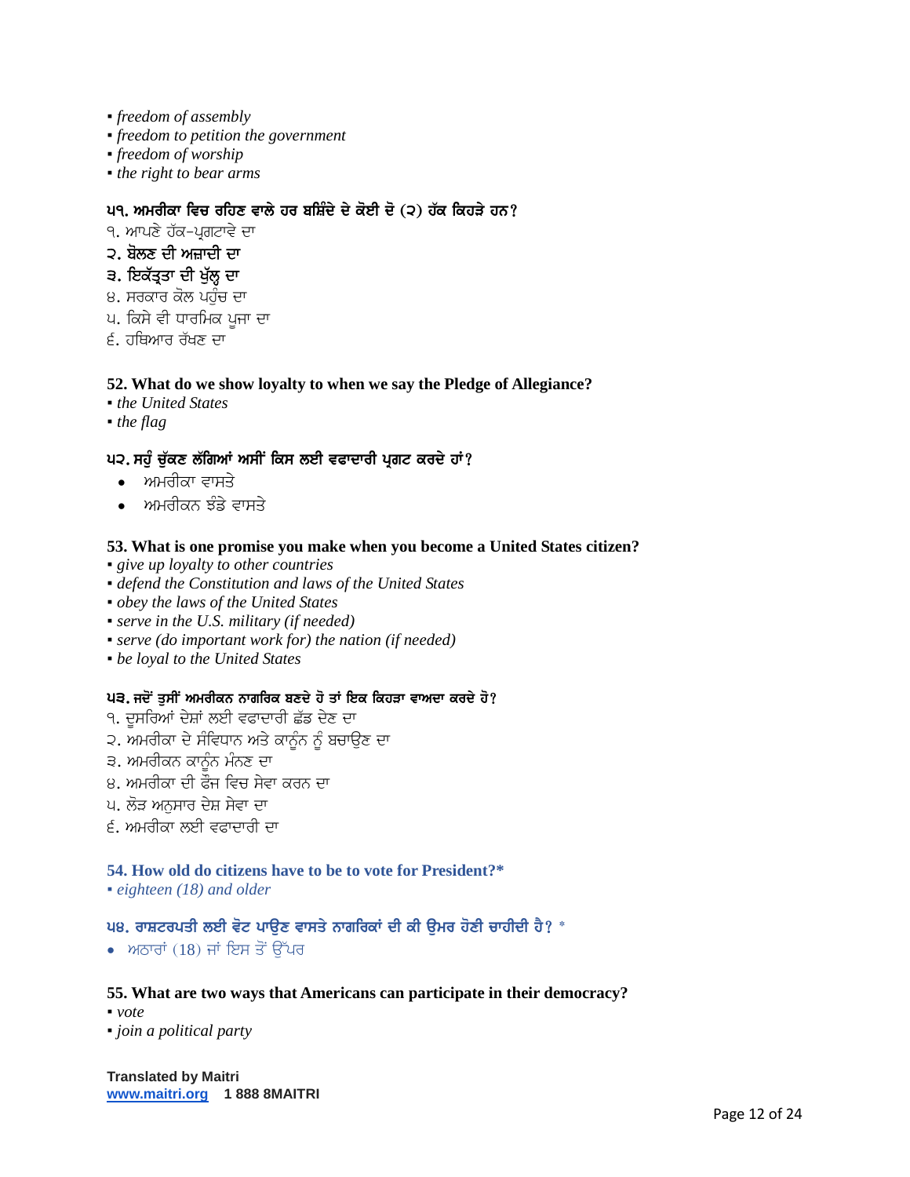- *freedom of assembly*
- *freedom to petition the government*
- *freedom of worship*
- *the right to bear arms*

**੫੧. ਅਮਰੀਕਾ ਵਿਚ ਰਹਿਣ ਵਾਲੇ ਹਰ ਬਸ਼ਿੰਦੇ ਦੇ ਕੋਈ ਦੋ (੨) ਹੱਕ ਕਿਹੜੇ ਹਨ?**

੧. ਆਪਣੇ ਹੱਕ-ਪ੍ਰਗਟਾਵੇ ਦਾ
**੨. ਬੋਲਣ ਦੀ ਅਜ਼ਾਦੀ ਦਾ**
**੩. ਇਕੱਤ੍ਰਤਾ ਦੀ ਖੁੱਲ੍ਹ ਦਾ**
੪. ਸਰਕਾਰ ਕੋਲ ਪਹੁੰਚ ਦਾ
੫. ਕਿਸੇ ਵੀ ਧਾਰਮਿਕ ਪੂਜਾ ਦਾ
੬. ਹਥਿਆਰ ਰੱਖਣ ਦਾ

**52. What do we show loyalty to when we say the Pledge of Allegiance?**

- *the United States*
- *the flag*

**੫੨. ਸਹੁੰ ਚੁੱਕਣ ਲੱਗਿਆਂ ਅਸੀਂ ਕਿਸ ਲਈ ਵਫਾਦਾਰੀ ਪ੍ਰਗਟ ਕਰਦੇ ਹਾਂ?**

- ਅਮਰੀਕਾ ਵਾਸਤੇ
- ਅਮਰੀਕਨ ਝੰਡੇ ਵਾਸਤੇ

**53. What is one promise you make when you become a United States citizen?**

- *give up loyalty to other countries*
- *defend the Constitution and laws of the United States*
- *obey the laws of the United States*
- *serve in the U.S. military (if needed)*
- *serve (do important work for) the nation (if needed)*
- *be loyal to the United States*

**੫੩. ਜਦੋਂ ਤੁਸੀਂ ਅਮਰੀਕਨ ਨਾਗਰਿਕ ਬਣਦੇ ਹੋ ਤਾਂ ਇਕ ਕਿਹੜਾ ਵਾਅਦਾ ਕਰਦੇ ਹੋ?**

੧. ਦੂਸਰਿਆਂ ਦੇਸ਼ਾਂ ਲਈ ਵਫਾਦਾਰੀ ਛੱਡ ਦੇਣ ਦਾ
੨. ਅਮਰੀਕਾ ਦੇ ਸੰਵਿਧਾਨ ਅਤੇ ਕਾਨੂੰਨ ਨੂੰ ਬਚਾਉਣ ਦਾ
੩. ਅਮਰੀਕਨ ਕਾਨੂੰਨ ਮੰਨਣ ਦਾ
੪. ਅਮਰੀਕਾ ਦੀ ਫੌਜ ਵਿਚ ਸੇਵਾ ਕਰਨ ਦਾ
੫. ਲੋੜ ਅਨੁਸਾਰ ਦੇਸ਼ ਸੇਵਾ ਦਾ
੬. ਅਮਰੀਕਾ ਲਈ ਵਫਾਦਾਰੀ ਦਾ

**54. How old do citizens have to be to vote for President?***

- *eighteen (18) and older*

**੫੪. ਰਾਸ਼ਟਰਪਤੀ ਲਈ ਵੋਟ ਪਾਉਣ ਵਾਸਤੇ ਨਾਗਰਿਕਾਂ ਦੀ ਕੀ ਉਮਰ ਹੋਣੀ ਚਾਹੀਦੀ ਹੈ? ***

- ਅਠਾਰਾਂ (18) ਜਾਂ ਇਸ ਤੋਂ ਉੱਪਰ

**55. What are two ways that Americans can participate in their democracy?**

- *vote*
- *join a political party*

**Translated by Maitri**
**www.maitri.org 1 888 8MAITRI**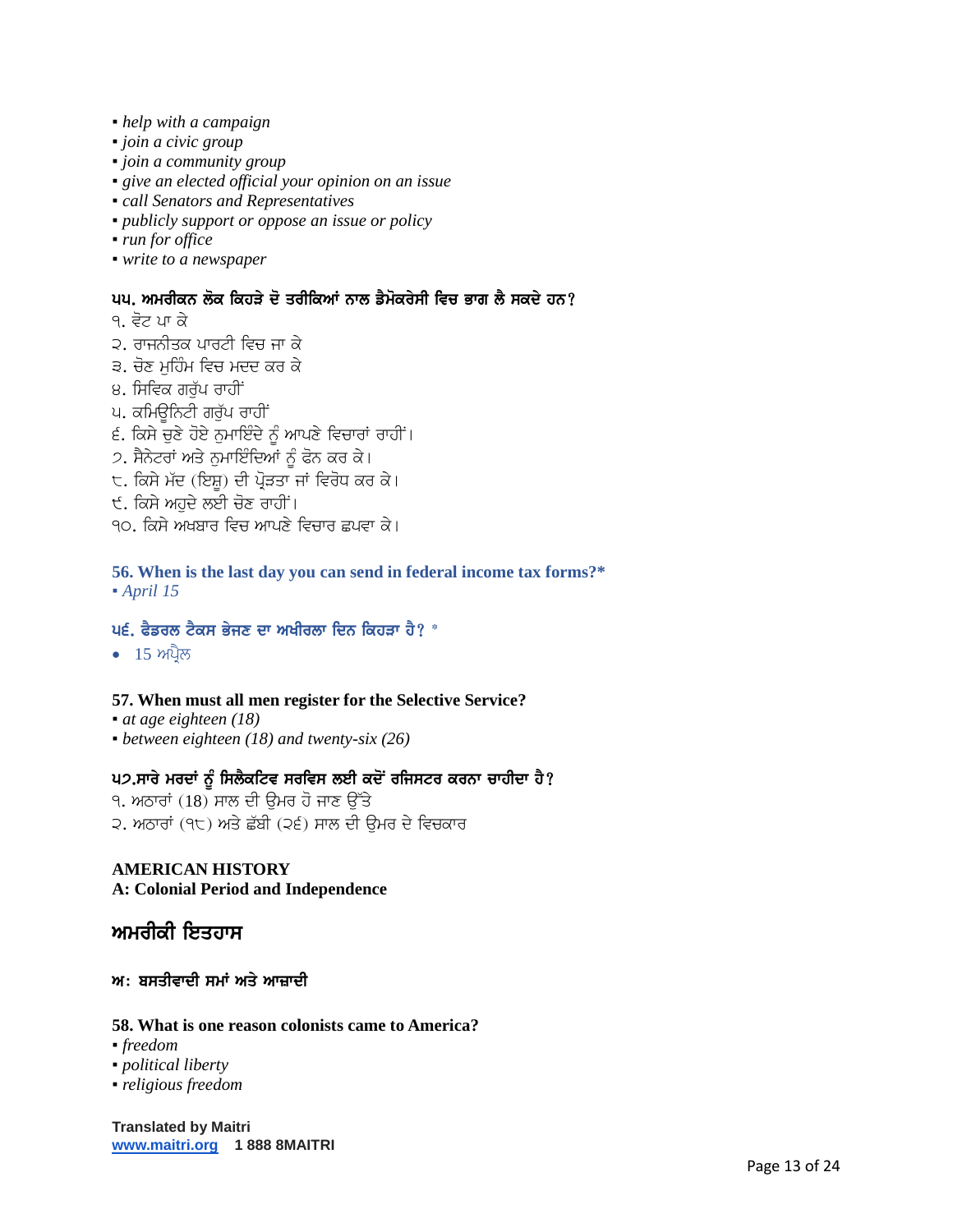- *help with a campaign*
- *join a civic group*
- *join a community group*
- *give an elected official your opinion on an issue*
- *call Senators and Representatives*
- *publicly support or oppose an issue or policy*
- *run for office*
- *write to a newspaper*

**੫੫. ਅਮਰੀਕਨ ਲੋਕ ਕਿਹੜੇ ਦੋ ਤਰੀਕਿਆਂ ਨਾਲ ਡੈਮੋਕਰੇਸੀ ਵਿਚ ਭਾਗ ਲੈ ਸਕਦੇ ਹਨ?**

੧. ਵੋਟ ਪਾ ਕੇ
੨. ਰਾਜਨੀਤਕ ਪਾਰਟੀ ਵਿਚ ਜਾ ਕੇ
੩. ਚੋਣ ਮੁਹਿੰਮ ਵਿਚ ਮਦਦ ਕਰ ਕੇ
੪. ਸਿਵਿਕ ਗਰੁੱਪ ਰਾਹੀਂ
੫. ਕਮਿਊਨਿਟੀ ਗਰੁੱਪ ਰਾਹੀਂ
੬. ਕਿਸੇ ਚੁਣੇ ਹੋਏ ਨੁਮਾਇੰਦੇ ਨੂੰ ਆਪਣੇ ਵਿਚਾਰਾਂ ਰਾਹੀਂ।
੭. ਸੈਨੇਟਰਾਂ ਅਤੇ ਨੁਮਾਇੰਦਿਆਂ ਨੂੰ ਫੋਨ ਕਰ ਕੇ।
੮. ਕਿਸੇ ਮੱਦ (ਇਸ਼ੂ) ਦੀ ਪ੍ਰੋੜਤਾ ਜਾਂ ਵਿਰੋਧ ਕਰ ਕੇ।
੯. ਕਿਸੇ ਅਹੁਦੇ ਲਈ ਚੋਣ ਰਾਹੀਂ।
੧੦. ਕਿਸੇ ਅਖਬਾਰ ਵਿਚ ਆਪਣੇ ਵਿਚਾਰ ਛਪਵਾ ਕੇ।

**56. When is the last day you can send in federal income tax forms?***
- *April 15*

**੫੬. ਫੈਡਰਲ ਟੈਕਸ ਭੇਜਣ ਦਾ ਅਖੀਰਲਾ ਦਿਨ ਕਿਹੜਾ ਹੈ?** *

- 15 ਅਪ੍ਰੈਲ

**57. When must all men register for the Selective Service?**
- *at age eighteen (18)*
- *between eighteen (18) and twenty-six (26)*

**੫੭.ਸਾਰੇ ਮਰਦਾਂ ਨੂੰ ਸਿਲੈਕਟਿਵ ਸਰਵਿਸ ਲਈ ਕਦੋਂ ਰਜਿਸਟਰ ਕਰਨਾ ਚਾਹੀਦਾ ਹੈ?**

੧. ਅਠਾਰਾਂ (18) ਸਾਲ ਦੀ ਉਮਰ ਹੋ ਜਾਣ ਉੱਤੇ
੨. ਅਠਾਰਾਂ (੧੮) ਅਤੇ ਛੱਬੀ (੨੬) ਸਾਲ ਦੀ ਉਮਰ ਦੇ ਵਿਚਕਾਰ

**AMERICAN HISTORY**
**A: Colonial Period and Independence**

## ਅਮਰੀਕੀ ਇਤਹਾਸ

### ਅ: ਬਸਤੀਵਾਦੀ ਸਮਾਂ ਅਤੇ ਆਜ਼ਾਦੀ

**58. What is one reason colonists came to America?**
- *freedom*
- *political liberty*
- *religious freedom*

**Translated by Maitri**
**www.maitri.org 1 888 8MAITRI**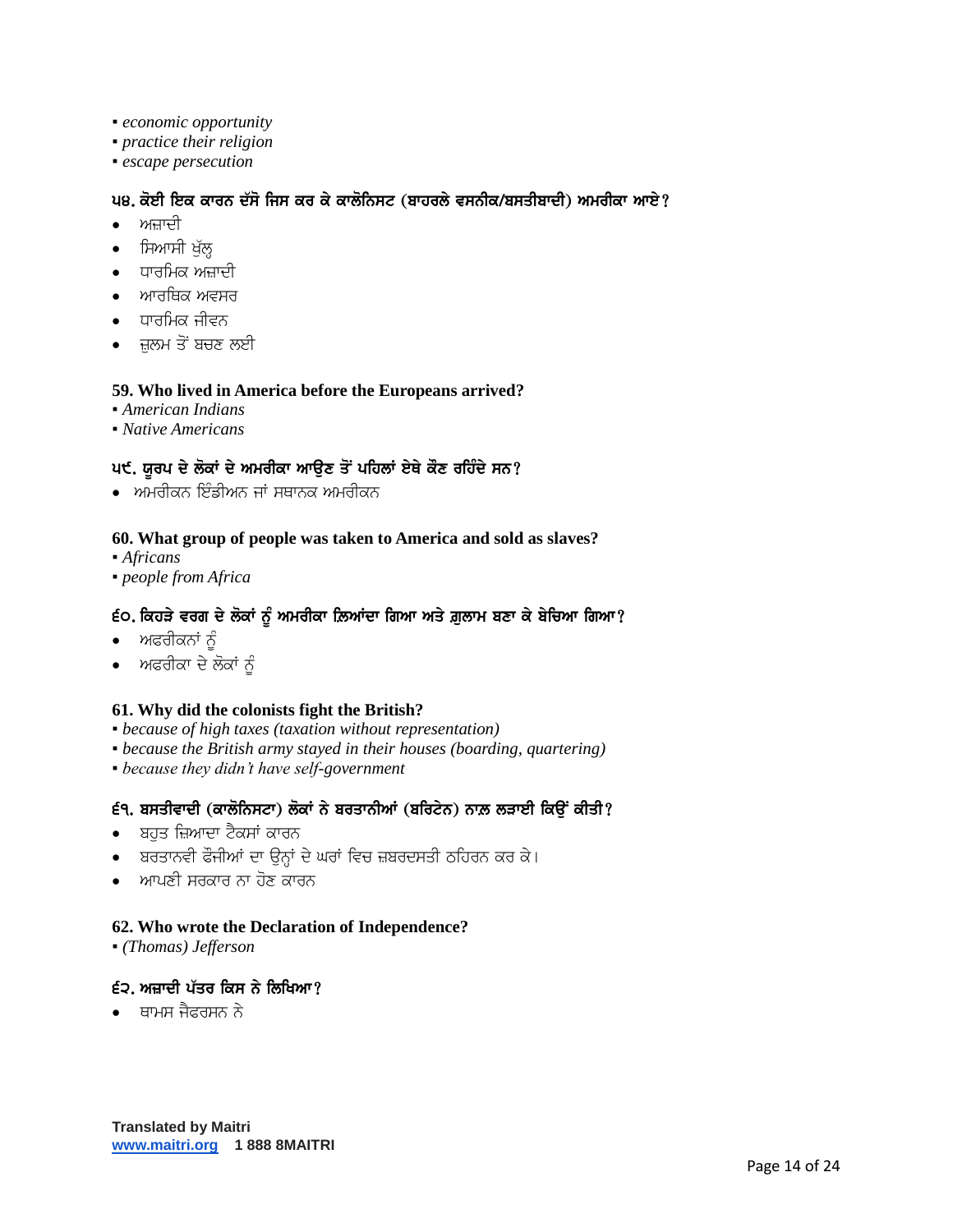- *economic opportunity*
- *practice their religion*
- *escape persecution*

**੫੪. ਕੋਈ ਇਕ ਕਾਰਨ ਦੱਸੋ ਜਿਸ ਕਰ ਕੇ ਕਾਲੋਨਿਸਟ (ਬਾਹਰਲੇ ਵਸਨੀਕ/ਬਸਤੀਬਾਦੀ) ਅਮਰੀਕਾ ਆਏ?**

- ਅਜ਼ਾਦੀ
- ਸਿਆਸੀ ਖੁੱਲ੍ਹ
- ਧਾਰਮਿਕ ਅਜ਼ਾਦੀ
- ਆਰਥਿਕ ਅਵਸਰ
- ਧਾਰਮਿਕ ਜੀਵਨ
- ਜ਼ੁਲਮ ਤੋਂ ਬਚਣ ਲਈ

**59. Who lived in America before the Europeans arrived?**

- *American Indians*
- *Native Americans*

**੫੯. ਯੂਰਪ ਦੇ ਲੋਕਾਂ ਦੇ ਅਮਰੀਕਾ ਆਉਣ ਤੋਂ ਪਹਿਲਾਂ ਏਥੇ ਕੌਣ ਰਹਿੰਦੇ ਸਨ?**

- ਅਮਰੀਕਨ ਇੰਡੀਅਨ ਜਾਂ ਸਥਾਨਕ ਅਮਰੀਕਨ

**60. What group of people was taken to America and sold as slaves?**

- *Africans*
- *people from Africa*

**੬੦. ਕਿਹੜੇ ਵਰਗ ਦੇ ਲੋਕਾਂ ਨੂੰ ਅਮਰੀਕਾ ਲ਼ਿਆਂਦਾ ਗਿਆ ਅਤੇ ਗ਼ੁਲਾਮ ਬਣਾ ਕੇ ਬੇਚਿਆ ਗਿਆ?**

- ਅਫਰੀਕਨਾਂ ਨੂੰ
- ਅਫਰੀਕਾ ਦੇ ਲੋਕਾਂ ਨੂੰ

**61. Why did the colonists fight the British?**

- *because of high taxes (taxation without representation)*
- *because the British army stayed in their houses (boarding, quartering)*
- *because they didn't have self-government*

**੬੧. ਬਸਤੀਵਾਦੀ (ਕਾਲੋਨਿਸਟਾ) ਲੋਕਾਂ ਨੇ ਬਰਤਾਨੀਆਂ (ਬਰਿਟੇਨ) ਨਾਲ਼ ਲੜਾਈ ਕਿਉਂ ਕੀਤੀ?**

- ਬਹੁਤ ਜ਼ਿਆਦਾ ਟੈਕਸਾਂ ਕਾਰਨ
- ਬਰਤਾਨਵੀ ਫੌਜੀਆਂ ਦਾ ਉਨ੍ਹਾਂ ਦੇ ਘਰਾਂ ਵਿਚ ਜ਼ਬਰਦਸਤੀ ਠਹਿਰਨ ਕਰ ਕੇ।
- ਆਪਣੀ ਸਰਕਾਰ ਨਾ ਹੋਣ ਕਾਰਨ

**62. Who wrote the Declaration of Independence?**

- *(Thomas) Jefferson*

**੬੨. ਅਜ਼ਾਦੀ ਪੱਤਰ ਕਿਸ ਨੇ ਲਿਖਿਆ?**

- ਥਾਮਸ ਜੈਫਰਸਨ ਨੇ

**Translated by Maitri**
**www.maitri.org 1 888 8MAITRI**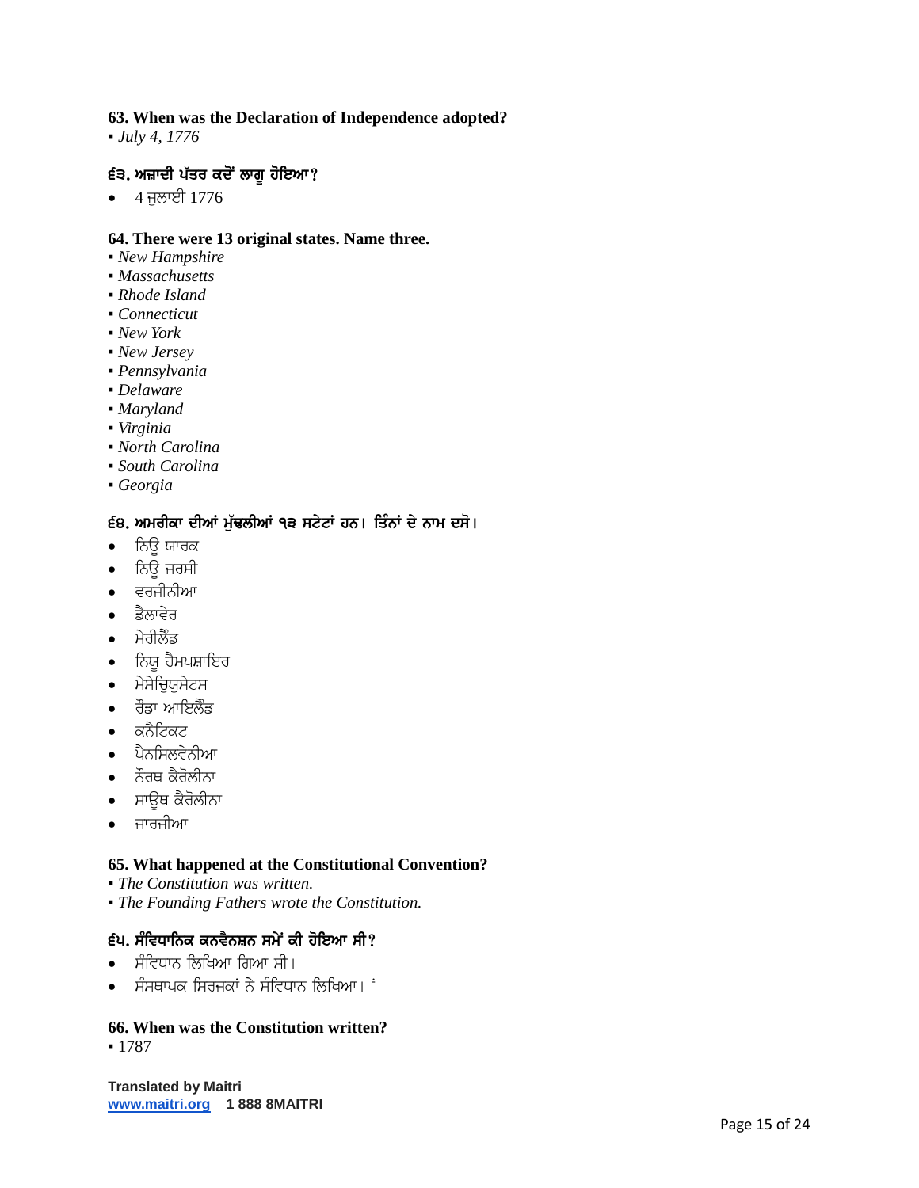**63. When was the Declaration of Independence adopted?**

- *July 4, 1776*

**੬੩. ਅਜ਼ਾਦੀ ਪੱਤਰ ਕਦੋਂ ਲਾਗੂ ਹੋਇਆ?**

- 4 ਜੁਲਾਈ 1776

**64. There were 13 original states. Name three.**

- *New Hampshire*
- *Massachusetts*
- *Rhode Island*
- *Connecticut*
- *New York*
- *New Jersey*
- *Pennsylvania*
- *Delaware*
- *Maryland*
- *Virginia*
- *North Carolina*
- *South Carolina*
- *Georgia*

**੬੪. ਅਮਰੀਕਾ ਦੀਆਂ ਮੁੱਢਲੀਆਂ ੧੩ ਸਟੇਟਾਂ ਹਨ। ਤਿੰਨਾਂ ਦੇ ਨਾਮ ਦਸੋ।**

- ਨਿਊ ਯਾਰਕ
- ਨਿਊ ਜਰਸੀ
- ਵਰਜੀਨੀਆ
- ਡੈਲਾਵੇਰ
- ਮੇਰੀਲੈਂਡ
- ਨਿਯੂ ਹੈਮਪਸ਼ਾਇਰ
- ਮੇਸੇਚਿਯੁਸੇਟਸ
- ਰੌਡਾ ਆਇਲੈਂਡ
- ਕਨੈਟਿਕਟ
- ਪੈਨਸਿਲਵੇਨੀਆ
- ਨੌਰਥ ਕੈਰੋਲੀਨਾ
- ਸਾਊਥ ਕੈਰੋਲੀਨਾ
- ਜਾਰਜੀਆ

**65. What happened at the Constitutional Convention?**

- *The Constitution was written.*
- *The Founding Fathers wrote the Constitution.*

**੬੫. ਸੰਵਿਧਾਨਿਕ ਕਨਵੈਨਸ਼ਨ ਸਮੇਂ ਕੀ ਹੋਇਆ ਸੀ?**

- ਸੰਵਿਧਾਨ ਲਿਖਿਆ ਗਿਆ ਸੀ।
- ਸੰਸਥਾਪਕ ਸਿਰਜਕਾਂ ਨੇ ਸੰਵਿਧਾਨ ਲਿਖਿਆ।

**66. When was the Constitution written?**

- 1787

**Translated by Maitri**
**www.maitri.org 1 888 8MAITRI**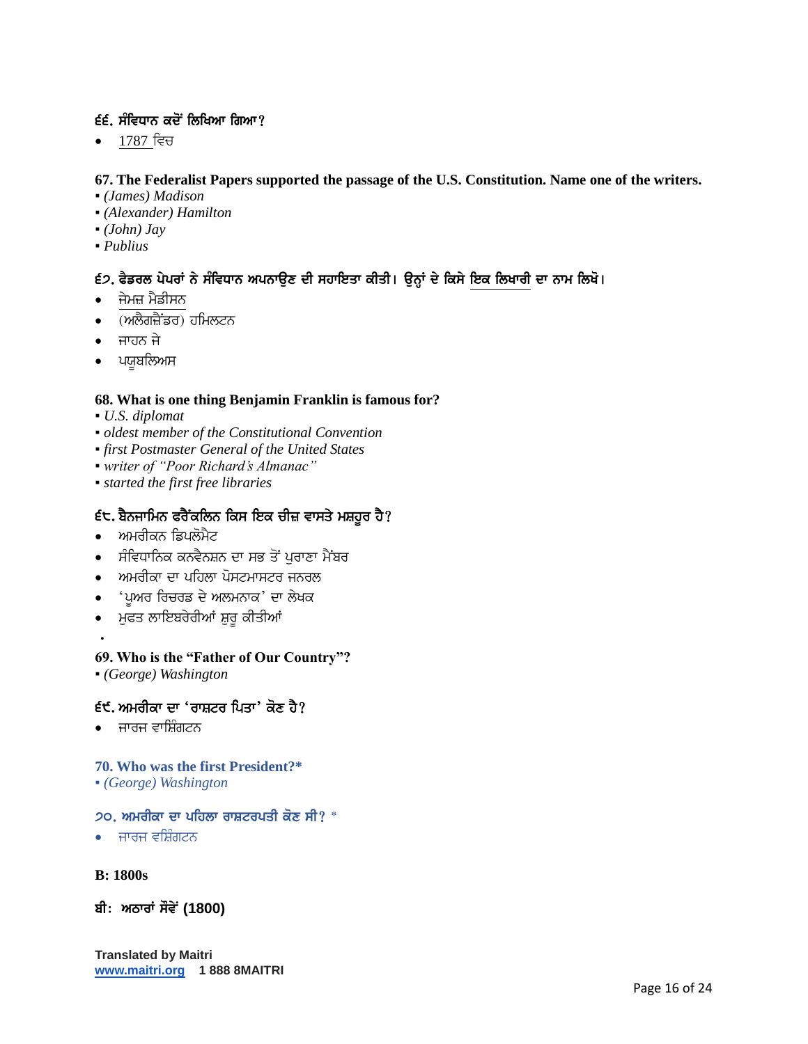**੬੬. ਸੰਵਿਧਾਨ ਕਦੋਂ ਲਿਖਿਆ ਗਿਆ?**

- 1787 ਵਿਚ

**67. The Federalist Papers supported the passage of the U.S. Constitution. Name one of the writers.**

- *(James) Madison*
- *(Alexander) Hamilton*
- *(John) Jay*
- *Publius*

**੬੭. ਫੈਡਰਲ ਪੇਪਰਾਂ ਨੇ ਸੰਵਿਧਾਨ ਅਪਨਾਉਣ ਦੀ ਸਹਾਇਤਾ ਕੀਤੀ। ਉਨ੍ਹਾਂ ਦੇ ਕਿਸੇ ਇਕ ਲਿਖਾਰੀ ਦਾ ਨਾਮ ਲਿਖੋ।**

- ਜੇਮਜ਼ ਮੈਡੀਸਨ
- (ਅਲੈਗਜ਼ੈਂਡਰ) ਹਮਿਲਟਨ
- ਜਾਹਨ ਜੇ
- ਪਯੂਬਲਿਅਸ

**68. What is one thing Benjamin Franklin is famous for?**

- *U.S. diplomat*
- *oldest member of the Constitutional Convention*
- *first Postmaster General of the United States*
- *writer of "Poor Richard's Almanac"*
- *started the first free libraries*

**੬੮. ਬੈਨਜਾਮਿਨ ਫਰੈਂਕਲਿਨ ਕਿਸ ਇਕ ਚੀਜ਼ ਵਾਸਤੇ ਮਸ਼ਹੂਰ ਹੈ?**

- ਅਮਰੀਕਨ ਡਿਪਲੋਮੈਟ
- ਸੰਵਿਧਾਨਿਕ ਕਨਵੈਨਸ਼ਨ ਦਾ ਸਭ ਤੋਂ ਪੁਰਾਣਾ ਮੈਂਬਰ
- ਅਮਰੀਕਾ ਦਾ ਪਹਿਲਾ ਪੋਸਟਮਾਸਟਰ ਜਨਰਲ
- 'ਪੂਅਰ ਰਿਚਰਡ ਦੇ ਅਲਮਨਾਕ' ਦਾ ਲੇਖਕ
- ਮੁਫਤ ਲਾਇਬਰੇਰੀਆਂ ਸ਼ੁਰੂ ਕੀਤੀਆਂ

**69. Who is the "Father of Our Country"?**

- *(George) Washington*

**੬੯. ਅਮਰੀਕਾ ਦਾ 'ਰਾਸ਼ਟਰ ਪਿਤਾ' ਕੋਣ ਹੈ?**

- ਜਾਰਜ ਵਾਸ਼ਿੰਗਟਨ

**70. Who was the first President?***

- *(George) Washington*

**੭੦. ਅਮਰੀਕਾ ਦਾ ਪਹਿਲਾ ਰਾਸ਼ਟਰਪਤੀ ਕੋਣ ਸੀ?** *

- ਜਾਰਜ ਵਸ਼ਿੰਗਟਨ

**B: 1800s**

**ਬੀ: ਅਠਾਰਾਂ ਸੌਵੇਂ (1800)**

**Translated by Maitri**
**www.maitri.org 1 888 8MAITRI**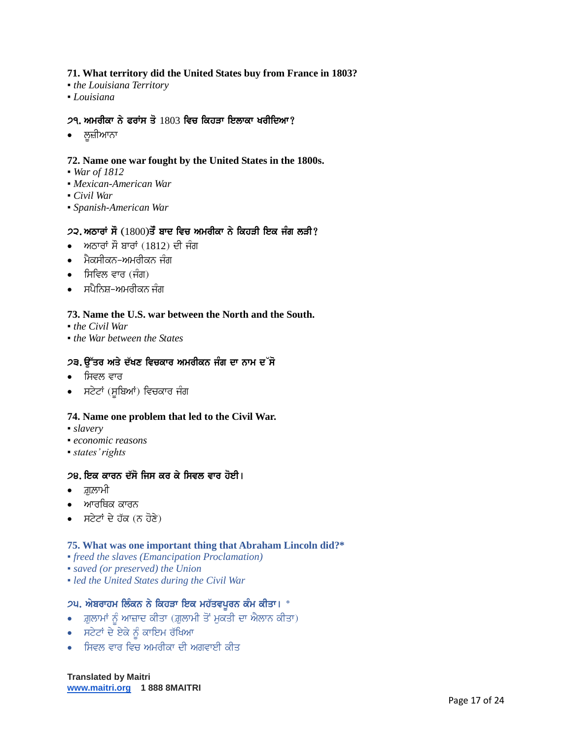**71. What territory did the United States buy from France in 1803?**

- *the Louisiana Territory*
- *Louisiana*

**੭੧. ਅਮਰੀਕਾ ਨੇ ਫਰਾਂਸ ਤੋ 1803 ਵਿਚ ਕਿਹੜਾ ਇਲਾਕਾ ਖਰੀਦਿਆ?**

- ਲੂਜ਼ੀਆਨਾ

**72. Name one war fought by the United States in the 1800s.**

- *War of 1812*
- *Mexican-American War*
- *Civil War*
- *Spanish-American War*

**੭੨. ਅਠਾਰਾਂ ਸੌ (1800)ਤੋਂ ਬਾਦ ਵਿਚ ਅਮਰੀਕਾ ਨੇ ਕਿਹੜੀ ਇਕ ਜੰਗ ਲੜੀ?**

- ਅਠਾਰਾਂ ਸੌ ਬਾਰਾਂ (1812) ਦੀ ਜੰਗ
- ਮੈਕਸੀਕਨ-ਅਮਰੀਕਨ ਜੰਗ
- ਸਿਵਿਲ ਵਾਰ (ਜੰਗ)
- ਸਪੈਨਿਸ਼-ਅਮਰੀਕਨ ਜੰਗ

**73. Name the U.S. war between the North and the South.**

- *the Civil War*
- *the War between the States*

**੭੩. ਉੱਤਰ ਅਤੇ ਦੱਖਣ ਵਿਚਕਾਰ ਅਮਰੀਕਨ ਜੰਗ ਦਾ ਨਾਮ ਦੱਸੋ**

- ਸਿਵਲ ਵਾਰ
- ਸਟੇਟਾਂ (ਸੂਬਿਆਂ) ਵਿਚਕਾਰ ਜੰਗ

**74. Name one problem that led to the Civil War.**

- *slavery*
- *economic reasons*
- *states' rights*

**੭੪. ਇਕ ਕਾਰਨ ਦੱਸੋ ਜਿਸ ਕਰ ਕੇ ਸਿਵਲ ਵਾਰ ਹੋਈ।**

- ਗ਼ੁਲਾਮੀ
- ਆਰਥਿਕ ਕਾਰਨ
- ਸਟੇਟਾਂ ਦੇ ਹੱਕ (ਨ ਹੋਣੇ)

**75. What was one important thing that Abraham Lincoln did?***

- *freed the slaves (Emancipation Proclamation)*
- *saved (or preserved) the Union*
- *led the United States during the Civil War*

**੭੫. ਐਬਰਾਹਮ ਲਿੰਕਨ ਨੇ ਕਿਹੜਾ ਇਕ ਮਹੱਤਵਪੂਰਨ ਕੰਮ ਕੀਤਾ। ***

- ਗ਼ੁਲਾਮਾਂ ਨੂੰ ਆਜ਼ਾਦ ਕੀਤਾ (ਗ਼ੁਲਾਮੀ ਤੋਂ ਮੁਕਤੀ ਦਾ ਐਲਾਨ ਕੀਤਾ)
- ਸਟੇਟਾਂ ਦੇ ਏਕੇ ਨੂੰ ਕਾਇਮ ਰੱਖਿਆ
- ਸਿਵਲ ਵਾਰ ਵਿਚ ਅਮਰੀਕਾ ਦੀ ਅਗਵਾਈ ਕੀਤ

**Translated by Maitri**
**www.maitri.org 1 888 8MAITRI**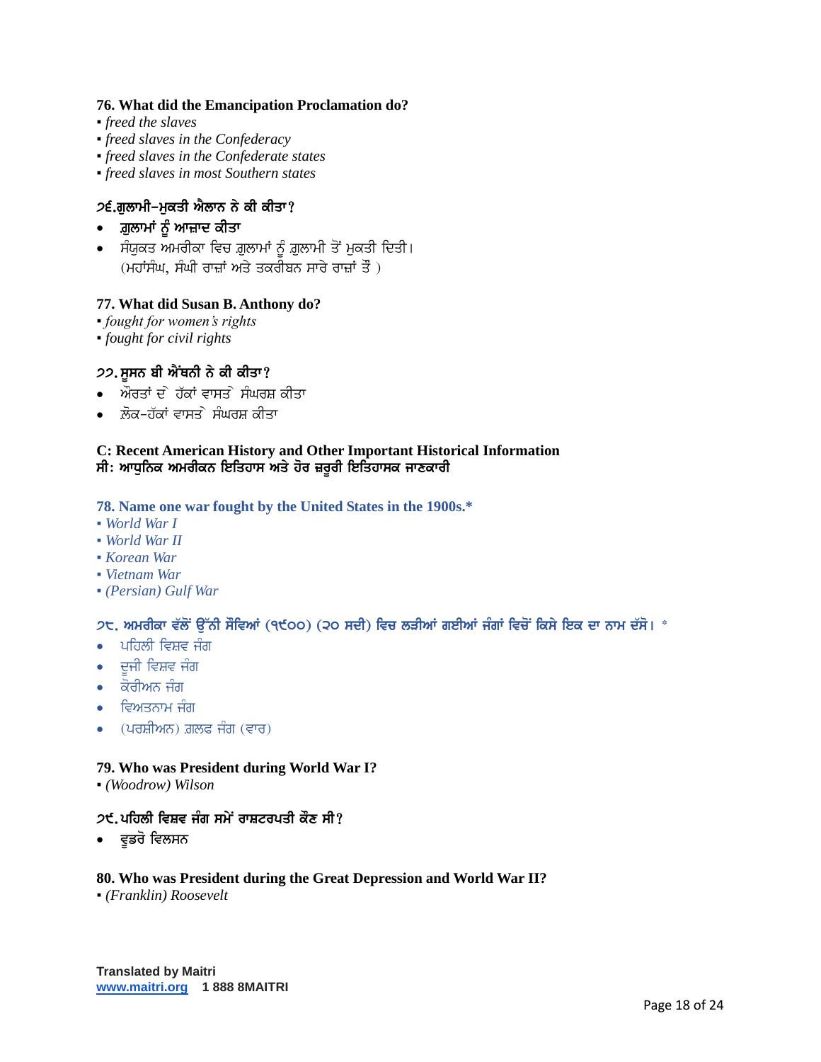**76. What did the Emancipation Proclamation do?**

- *freed the slaves*
- *freed slaves in the Confederacy*
- *freed slaves in the Confederate states*
- *freed slaves in most Southern states*

**੭੬.ਗ਼ੁਲਾਮੀ–ਮੁਕਤੀ ਐਲਾਨ ਨੇ ਕੀ ਕੀਤਾ?**

- **ਗ਼ੁਲਾਮਾਂ ਨੂੰ ਆਜ਼ਾਦ ਕੀਤਾ**
- ਸੰਯੁਕਤ ਅਮਰੀਕਾ ਵਿਚ ਗ਼ੁਲਾਮਾਂ ਨੂੰ ਗ਼ੁਲਾਮੀ ਤੋਂ ਮੁਕਤੀ ਦਿਤੀ। (ਮਹਾਂਸੰਘ, ਸੰਘੀ ਰਾਜ਼ਾਂ ਅਤੇ ਤਕਰੀਬਨ ਸਾਰੇ ਰਾਜ਼ਾਂ ਤੋਂ )

**77. What did Susan B. Anthony do?**

- *fought for women's rights*
- *fought for civil rights*

**੭੭. ਸੂਸਨ ਬੀ ਐਂਥਨੀ ਨੇ ਕੀ ਕੀਤਾ?**

- ਔਰਤਾਂ ਦੇ ਹੱਕਾਂ ਵਾਸਤੇ ਸੰਘਰਸ਼ ਕੀਤਾ
- ਲੋਕ-ਹੱਕਾਂ ਵਾਸਤੇ ਸੰਘਰਸ਼ ਕੀਤਾ

## C: Recent American History and Other Important Historical Information
## ਸੀ: ਆਧੁਨਿਕ ਅਮਰੀਕਨ ਇਤਿਹਾਸ ਅਤੇ ਹੋਰ ਜ਼ਰੂਰੀ ਇਤਿਹਾਸਕ ਜਾਣਕਾਰੀ

**78. Name one war fought by the United States in the 1900s.***

- *World War I*
- *World War II*
- *Korean War*
- *Vietnam War*
- *(Persian) Gulf War*

**੭੮. ਅਮਰੀਕਾ ਵੱਲੋਂ ਉੱਨੀ ਸੌਵਿਆਂ (੧੯੦੦) (੨੦ ਸਦੀ) ਵਿਚ ਲੜੀਆਂ ਗਈਆਂ ਜੰਗਾਂ ਵਿਚੋਂ ਕਿਸੇ ਇਕ ਦਾ ਨਾਮ ਦੱਸੋ। ***

- ਪਹਿਲੀ ਵਿਸ਼ਵ ਜੰਗ
- ਦੂਜੀ ਵਿਸ਼ਵ ਜੰਗ
- ਕੋਰੀਅਨ ਜੰਗ
- ਵਿਅਤਨਾਮ ਜੰਗ
- (ਪਰਸ਼ੀਅਨ) ਗ਼ਲਫ ਜੰਗ (ਵਾਰ)

**79. Who was President during World War I?**

- *(Woodrow) Wilson*

**੭੯. ਪਹਿਲੀ ਵਿਸ਼ਵ ਜੰਗ ਸਮੇਂ ਰਾਸ਼ਟਰਪਤੀ ਕੌਣ ਸੀ?**

- ਵੂਡਰੋ ਵਿਲਸਨ

**80. Who was President during the Great Depression and World War II?**

- *(Franklin) Roosevelt*

**Translated by Maitri**
**www.maitri.org 1 888 8MAITRI**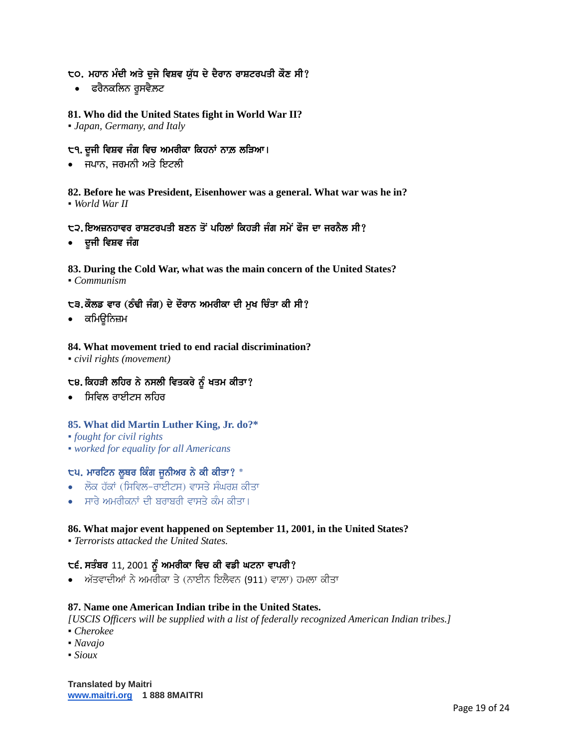**੮੦. ਮਹਾਨ ਮੰਦੀ ਅਤੇ ਦੁਜੇ ਵਿਸ਼ਵ ਯੁੱਧ ਦੇ ਦੈਰਾਨ ਰਾਸ਼ਟਰਪਤੀ ਕੌਣ ਸੀ?**

- ਫਰੈਨਕਲਿਨ ਰੂਸਵੈਲਟ

**81. Who did the United States fight in World War II?**

▪ *Japan, Germany, and Italy*

**੮੧. ਦੂਜੀ ਵਿਸ਼ਵ ਜੰਗ ਵਿਚ ਅਮਰੀਕਾ ਕਿਹਨਾਂ ਨਾਲ਼ ਲੜਿਆ।**

- ਜਪਾਨ, ਜਰਮਨੀ ਅਤੇ ਇਟਲੀ

**82. Before he was President, Eisenhower was a general. What war was he in?**

▪ *World War II*

**੮੨. ਇਅਜ਼ਨਹਾਵਰ ਰਾਸ਼ਟਰਪਤੀ ਬਣਨ ਤੋਂ ਪਹਿਲਾਂ ਕਿਹੜੀ ਜੰਗ ਸਮੇਂ ਫੌਜ ਦਾ ਜਰਨੈਲ ਸੀ?**

- **ਦੂਜੀ ਵਿਸ਼ਵ ਜੰਗ**

**83. During the Cold War, what was the main concern of the United States?**

▪ *Communism*

**੮੩. ਕੋਲਡ ਵਾਰ (ਠੰਢੀ ਜੰਗ) ਦੇ ਦੌਰਾਨ ਅਮਰੀਕਾ ਦੀ ਮੁਖ ਚਿੰਤਾ ਕੀ ਸੀ?**

- ਕਮਿਊਨਿਜ਼ਮ

**84. What movement tried to end racial discrimination?**

▪ *civil rights (movement)*

**੮੪. ਕਿਹੜੀ ਲਹਿਰ ਨੇ ਨਸਲੀ ਵਿਤਕਰੇ ਨੂੰ ਖਤਮ ਕੀਤਾ?**

- ਸਿਵਿਲ ਰਾਈਟਸ ਲਹਿਰ

**85. What did Martin Luther King, Jr. do?***

▪ *fought for civil rights*
▪ *worked for equality for all Americans*

**੮੫. ਮਾਰਟਿਨ ਲੂਥਰ ਕਿੰਗ ਜੂਨੀਅਰ ਨੇ ਕੀ ਕੀਤਾ? ***

- ਲੋਕ ਹੱਕਾਂ (ਸਿਵਿਲ-ਰਾਈਟਸ) ਵਾਸਤੇ ਸੰਘਰਸ਼ ਕੀਤਾ
- ਸਾਰੇ ਅਮਰੀਕਨਾਂ ਦੀ ਬਰਾਬਰੀ ਵਾਸਤੇ ਕੰਮ ਕੀਤਾ।

**86. What major event happened on September 11, 2001, in the United States?**

▪ *Terrorists attacked the United States.*

**੮੬. ਸਤੰਬਰ 11, 2001 ਨੂੰ ਅਮਰੀਕਾ ਵਿਚ ਕੀ ਵਡੀ ਘਟਨਾ ਵਾਪਰੀ?**

- ਅੱਤਵਾਦੀਆਂ ਨੇ ਅਮਰੀਕਾ ਤੇ (ਨਾਈਨ ਇਲੈਵਨ (911) ਵਾਲਾ) ਹਮਲਾ ਕੀਤਾ

**87. Name one American Indian tribe in the United States.**

*[USCIS Officers will be supplied with a list of federally recognized American Indian tribes.]*

▪ *Cherokee*
▪ *Navajo*
▪ *Sioux*

**Translated by Maitri**
**www.maitri.org 1 888 8MAITRI**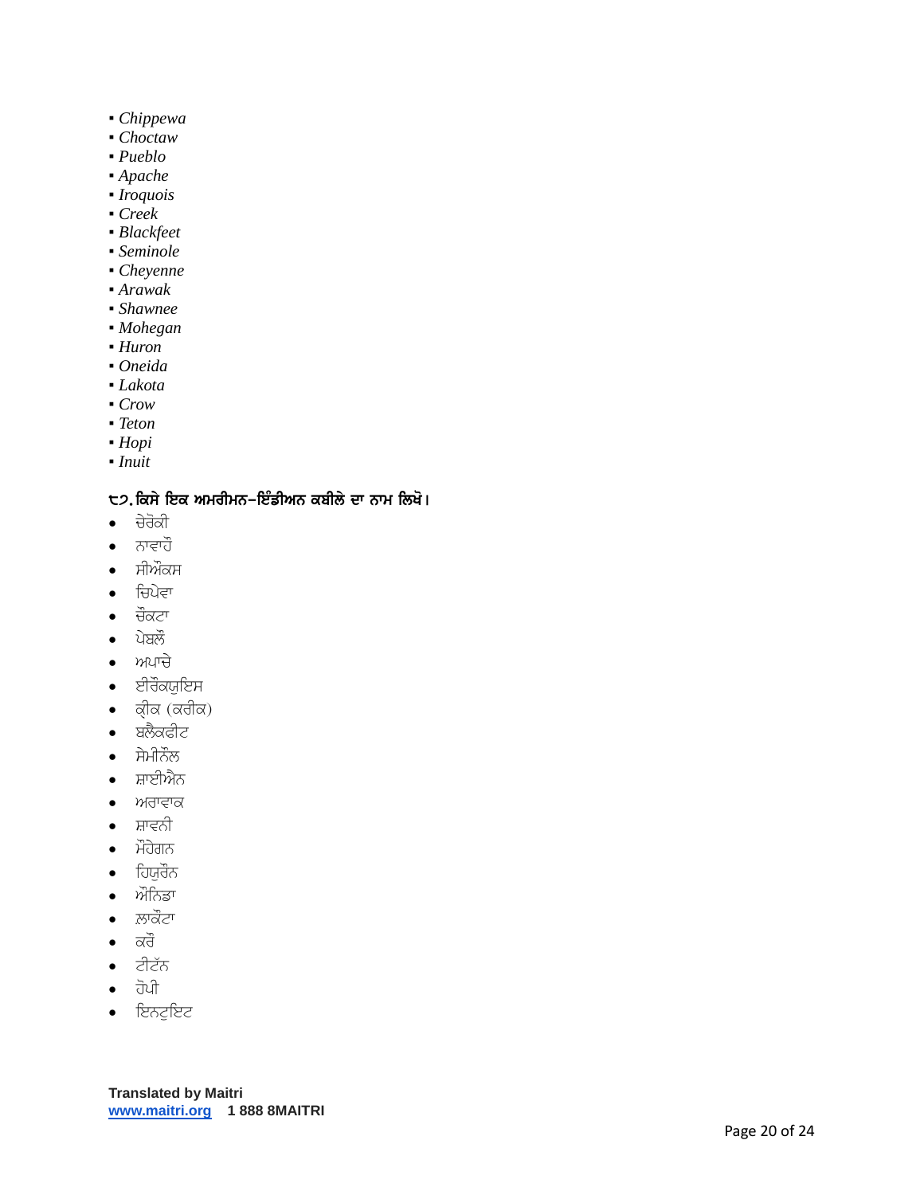- *Chippewa*
- *Choctaw*
- *Pueblo*
- *Apache*
- *Iroquois*
- *Creek*
- *Blackfeet*
- *Seminole*
- *Cheyenne*
- *Arawak*
- *Shawnee*
- *Mohegan*
- *Huron*
- *Oneida*
- *Lakota*
- *Crow*
- *Teton*
- *Hopi*
- *Inuit*

**੯੭. ਕਿਸੇ ਇਕ ਅਮਰੀਮਨ-ਇੰਡੀਅਨ ਕਬੀਲੇ ਦਾ ਨਾਮ ਲਿਖੋ।**

- ਚੇਰੋਕੀ
- ਨਾਵਾਹੋ
- ਸੀਔਕਸ
- ਚਿਪੇਵਾ
- ਚੌਕਟਾ
- ਪੇਬਲੌ
- ਅਪਾਚੇ
- ਈਰੌਕਯੁਇਸ
- ਕ੍ਰੀਕ (ਕਰੀਕ)
- ਬਲੈਕਫੀਟ
- ਸੇਮੀਨੌਲ
- ਸ਼ਾਈਐਨ
- ਅਰਾਵਾਕ
- ਸ਼ਾਵਨੀ
- ਮੌਹੇਗਨ
- ਹਿਯੁਰੌਨ
- ਔਨਿਡਾ
- ਲ਼ਾਕੌਟਾ
- ਕਰੌ
- ਟੀਟੱਨ
- ਹੋਪੀ
- ਇਨਟੁਇਟ

**Translated by Maitri**
**www.maitri.org 1 888 8MAITRI**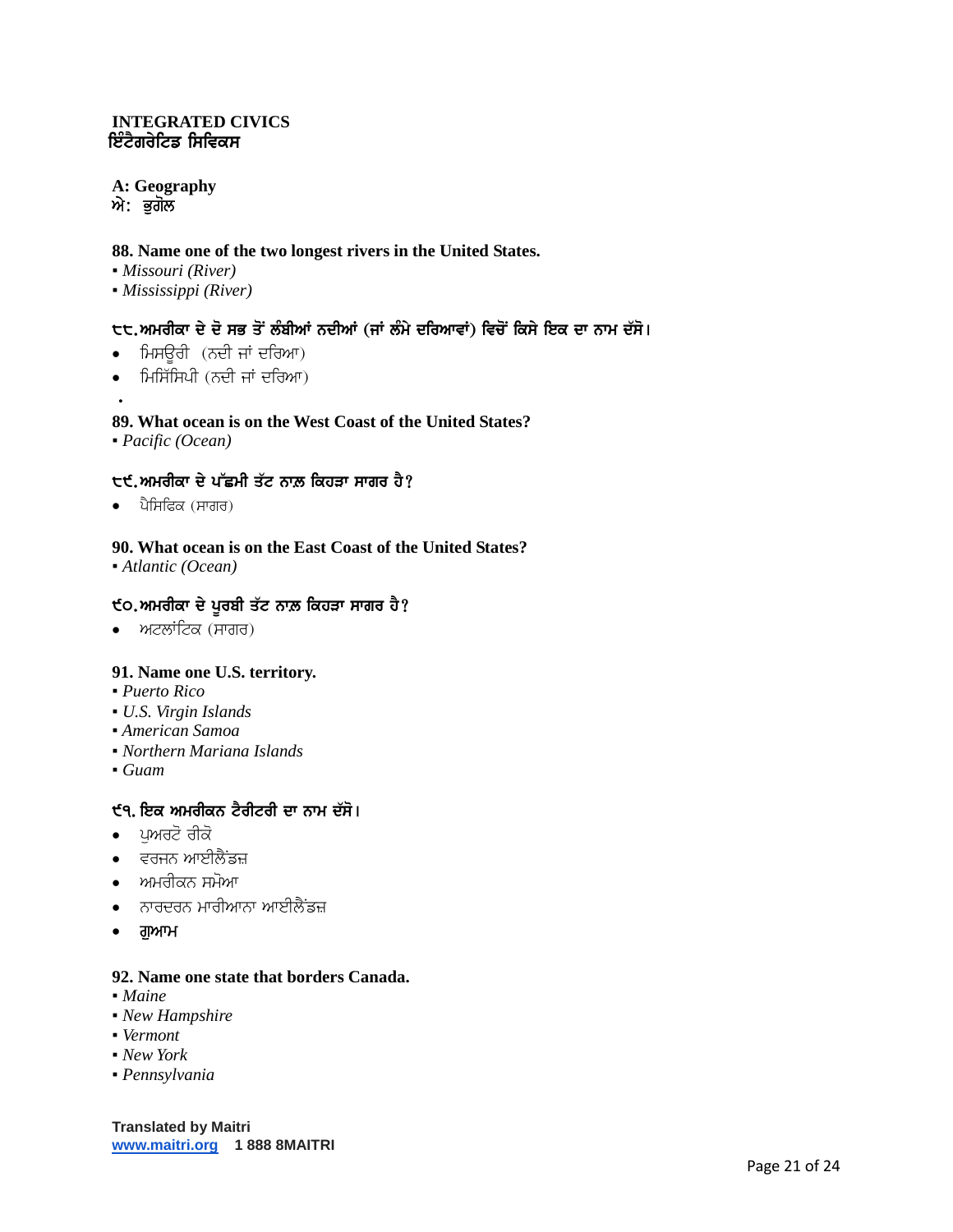**INTEGRATED CIVICS**
**ਇੰਟੈਗਰੇਟਿਡ ਸਿਵਿਕਸ**

**A: Geography**
**ਏ: ਭੂਗੋਲ**

**88. Name one of the two longest rivers in the United States.**
- *Missouri (River)*
- *Mississippi (River)*

**੮੮.ਅਮਰੀਕਾ ਦੇ ਦੋ ਸਭ ਤੋਂ ਲੰਬੀਆਂ ਨਦੀਆਂ (ਜਾਂ ਲੰਮੇ ਦਰਿਆਵਾਂ) ਵਿਚੋਂ ਕਿਸੇ ਇਕ ਦਾ ਨਾਮ ਦੱਸੋ।**
- ਮਿਸਊਰੀ (ਨਦੀ ਜਾਂ ਦਰਿਆ)
- ਮਿਸਿੱਸਿਪੀ (ਨਦੀ ਜਾਂ ਦਰਿਆ)

**89. What ocean is on the West Coast of the United States?**
- *Pacific (Ocean)*

**੮੯.ਅਮਰੀਕਾ ਦੇ ਪੱਛਮੀ ਤੱਟ ਨਾਲ਼ ਕਿਹੜਾ ਸਾਗਰ ਹੈ?**
- ਪੈਸਿਫਿਕ (ਸਾਗਰ)

**90. What ocean is on the East Coast of the United States?**
- *Atlantic (Ocean)*

**੯੦.ਅਮਰੀਕਾ ਦੇ ਪੂਰਬੀ ਤੱਟ ਨਾਲ਼ ਕਿਹੜਾ ਸਾਗਰ ਹੈ?**
- ਅਟਲਾਂਟਿਕ (ਸਾਗਰ)

**91. Name one U.S. territory.**
- *Puerto Rico*
- *U.S. Virgin Islands*
- *American Samoa*
- *Northern Mariana Islands*
- *Guam*

**੯੧. ਇਕ ਅਮਰੀਕਨ ਟੈਰੀਟਰੀ ਦਾ ਨਾਮ ਦੱਸੋ।**
- ਪੁਅਰਟੋ ਰੀਕੋ
- ਵਰਜਨ ਆਈਲੈਂਡਜ਼
- ਅਮਰੀਕਨ ਸਮੋਆ
- ਨਾਰਦਰਨ ਮਾਰੀਆਨਾ ਆਈਲੈਂਡਜ਼
- ਗੁਆਮ

**92. Name one state that borders Canada.**
- *Maine*
- *New Hampshire*
- *Vermont*
- *New York*
- *Pennsylvania*

**Translated by Maitri**
**www.maitri.org 1 888 8MAITRI**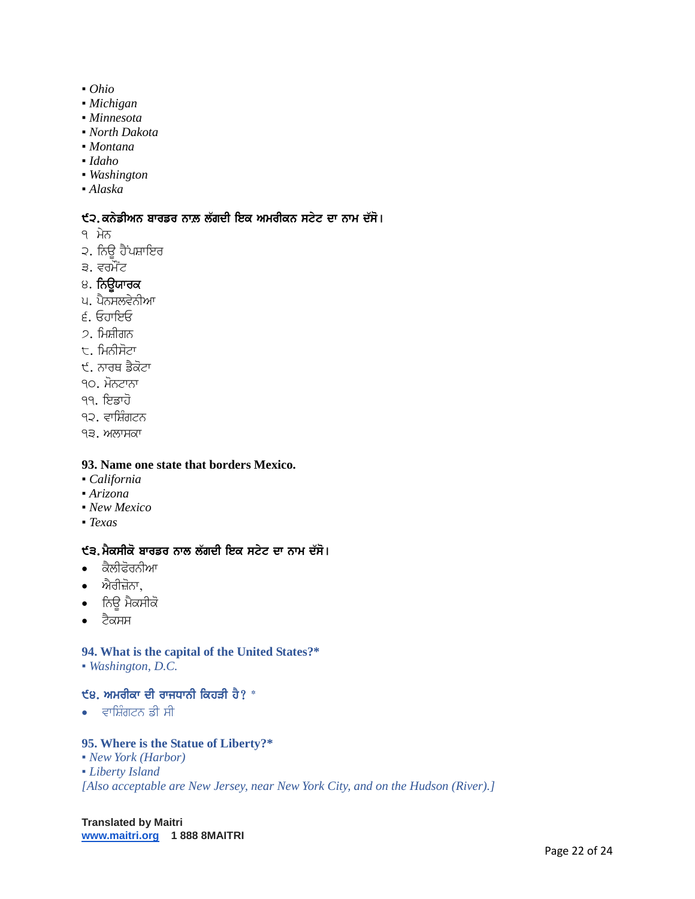▪ *Ohio*
▪ *Michigan*
▪ *Minnesota*
▪ *North Dakota*
▪ *Montana*
▪ *Idaho*
▪ *Washington*
▪ *Alaska*

**੯੨. ਕਨੇਡੀਅਨ ਬਾਰਡਰ ਨਾਲ਼ ਲੱਗਦੀ ਇਕ ਅਮਰੀਕਨ ਸਟੇਟ ਦਾ ਨਾਮ ਦੱਸੋ।**

੧ ਮੇਨ
੨. ਨਿਊ ਹੈਂਪਸ਼ਾਇਰ
੩. ਵਰਮੌਂਟ
੪. **ਨਿਊਯਾਰਕ**
੫. ਪੈਨਸਲਵੇਨੀਆ
੬. ਓਹਾਇਓ
੭. ਮਿਸ਼ੀਗਨ
੮. ਮਿਨੀਸੋਟਾ
੯. ਨਾਰਥ ਡੈਕੋਟਾ
੧੦. ਮੋਨਟਾਨਾ
੧੧. ਇਡਾਹੋ
੧੨. ਵਾਸ਼ਿੰਗਟਨ
੧੩. ਅਲਾਸਕਾ

**93. Name one state that borders Mexico.**

▪ *California*
▪ *Arizona*
▪ *New Mexico*
▪ *Texas*

**੯੩. ਮੈਕਸੀਕੋ ਬਾਰਡਰ ਨਾਲ ਲੱਗਦੀ ਇਕ ਸਟੇਟ ਦਾ ਨਾਮ ਦੱਸੋ।**

- ਕੈਲੀਫੋਰਨੀਆ
- ਐਰੀਜ਼ੋਨਾ,
- ਨਿਊ ਮੈਕਸੀਕੋ
- ਟੈਕਸਸ

**94. What is the capital of the United States?***

▪ *Washington, D.C.*

**੯੪. ਅਮਰੀਕਾ ਦੀ ਰਾਜਧਾਨੀ ਕਿਹੜੀ ਹੈ? ***

- ਵਾਸ਼ਿੰਗਟਨ ਡੀ ਸੀ

**95. Where is the Statue of Liberty?***

▪ *New York (Harbor)*
▪ *Liberty Island*
*[Also acceptable are New Jersey, near New York City, and on the Hudson (River).]*

**Translated by Maitri**
**www.maitri.org 1 888 8MAITRI**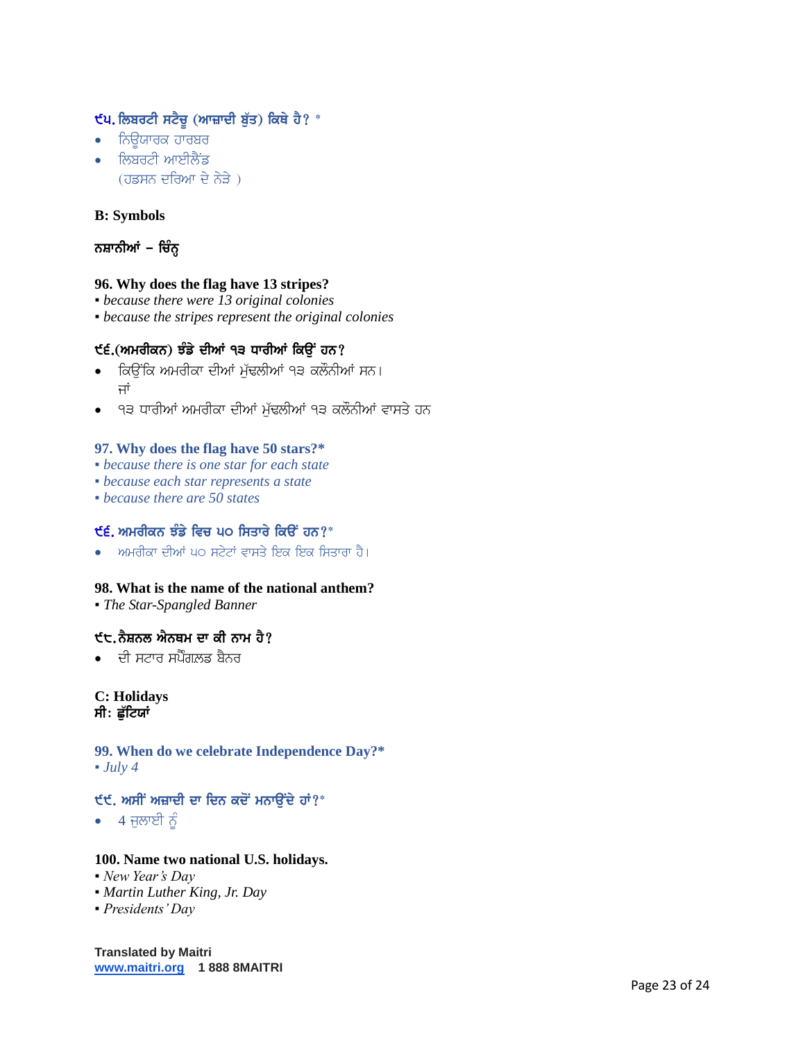### ੯੫. ਲਿਬਰਟੀ ਸਟੈਚੂ (ਆਜ਼ਾਦੀ ਬੁੱਤ) ਕਿਥੇ ਹੈ? *

- ਨਿਊਯਾਰਕ ਹਾਰਬਰ
- ਲਿਬਰਟੀ ਆਈਲੈਂਡ
  (ਹਡਸਨ ਦਰਿਆ ਦੇ ਨੇੜੇ )

**B: Symbols**

**ਨਸ਼ਾਨੀਆਂ – ਚਿੰਨ੍ਹ**

**96. Why does the flag have 13 stripes?**

▪ *because there were 13 original colonies*
▪ *because the stripes represent the original colonies*

### ੯੬.(ਅਮਰੀਕਨ) ਝੰਡੇ ਦੀਆਂ ੧੩ ਧਾਰੀਆਂ ਕਿਉਂ ਹਨ?

- ਕਿਉਂਕਿ ਅਮਰੀਕਾ ਦੀਆਂ ਮੁੱਢਲੀਆਂ ੧੩ ਕਲੌਨੀਆਂ ਸਨ।
  ਜਾਂ
- ੧੩ ਧਾਰੀਆਂ ਅਮਰੀਕਾ ਦੀਆਂ ਮੁੱਢਲੀਆਂ ੧੩ ਕਲੌਨੀਆਂ ਵਾਸਤੇ ਹਨ

**97. Why does the flag have 50 stars?***

▪ *because there is one star for each state*
▪ *because each star represents a state*
▪ *because there are 50 states*

### ੯੬. ਅਮਰੀਕਨ ਝੰਡੇ ਵਿਚ ੫੦ ਸਿਤਾਰੇ ਕਿਉਂ ਹਨ?*

- ਅਮਰੀਕਾ ਦੀਆਂ ੫੦ ਸਟੇਟਾਂ ਵਾਸਤੇ ਇਕ ਇਕ ਸਿਤਾਰਾ ਹੈ।

**98. What is the name of the national anthem?**

▪ *The Star-Spangled Banner*

### ੯੮.ਨੈਸ਼ਨਲ ਐਨਥਮ ਦਾ ਕੀ ਨਾਮ ਹੈ?

- ਦੀ ਸਟਾਰ ਸਪੈਂਗਲਡ ਬੈਨਰ

**C: Holidays**
**ਸੀ: ਛੁੱਟਿਯਾਂ**

**99. When do we celebrate Independence Day?***

▪ *July 4*

### ੯੯. ਅਸੀਂ ਅਜ਼ਾਦੀ ਦਾ ਦਿਨ ਕਦੋਂ ਮਨਾਉਂਦੇ ਹਾਂ?*

- 4 ਜੁਲਾਈ ਨੂੰ

**100. Name two national U.S. holidays.**

▪ *New Year's Day*
▪ *Martin Luther King, Jr. Day*
▪ *Presidents' Day*

**Translated by Maitri**
**www.maitri.org 1 888 8MAITRI**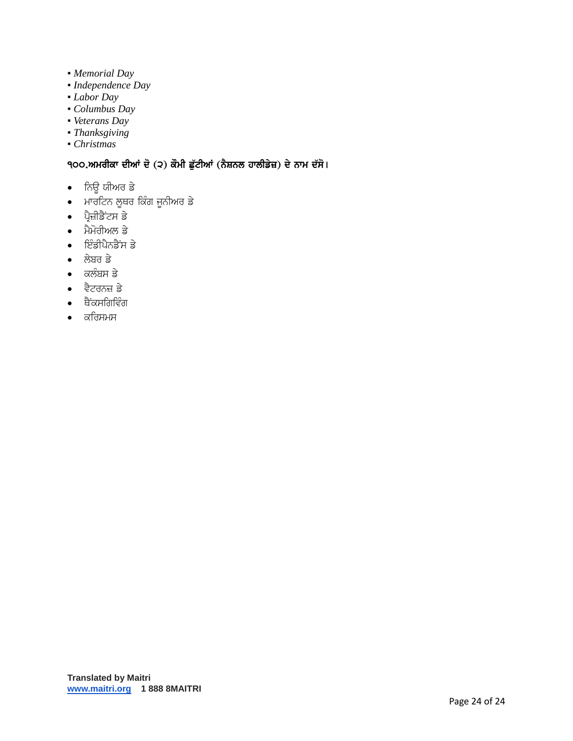- *Memorial Day*
- *Independence Day*
- *Labor Day*
- *Columbus Day*
- *Veterans Day*
- *Thanksgiving*
- *Christmas*

**੧੦੦.ਅਮਰੀਕਾ ਦੀਆਂ ਦੋ (੨) ਕੌਮੀ ਛੁੱਟੀਆਂ (ਨੈਸ਼ਨਲ ਹਾਲੀਡੇਜ਼) ਦੇ ਨਾਮ ਦੱਸੋ।**

- ਨਿਊ ਯੀਅਰ ਡੇ
- ਮਾਰਟਿਨ ਲੂਥਰ ਕਿੰਗ ਜੂਨੀਅਰ ਡੇ
- ਪ੍ਰੈਜ਼ੀਡੈਂਟਸ ਡੇ
- ਮੈਮੋਰੀਅਲ ਡੇ
- ਇੰਡੀਪੈਨਡੈਂਸ ਡੇ
- ਲੇਬਰ ਡੇ
- ਕਲੰਬਸ ਡੇ
- ਵੈਟਰਨਜ਼ ਡੇ
- ਥੈਂਕਸਗਿਵਿੰਗ
- ਕਰਿਸਮਸ

**Translated by Maitri**
www.maitri.org **1 888 8MAITRI**